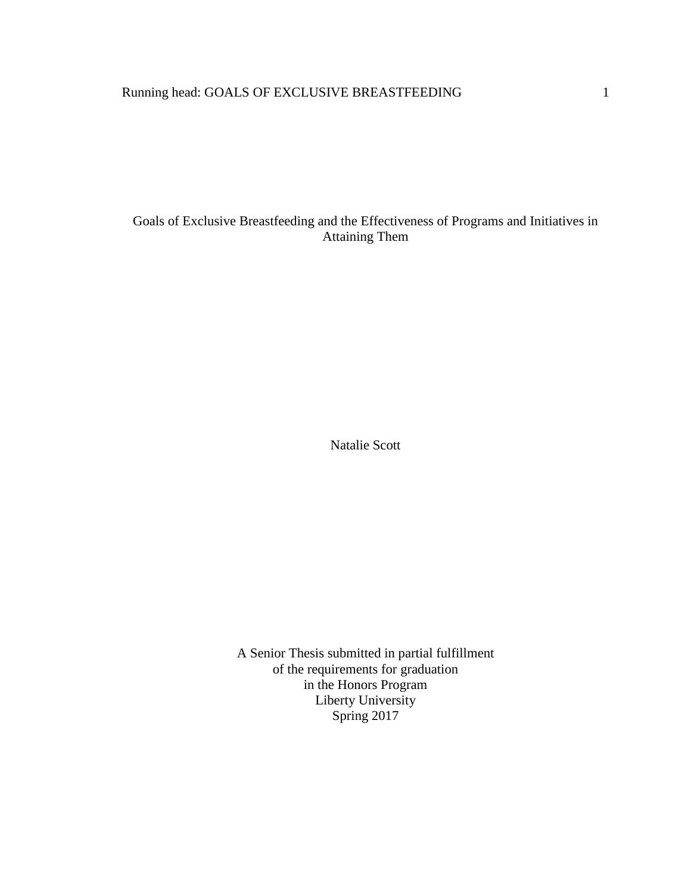# Goals of Exclusive Breastfeeding and the Effectiveness of Programs and Initiatives in Attaining Them

Natalie Scott

A Senior Thesis submitted in partial fulfillment
of the requirements for graduation
in the Honors Program
Liberty University
Spring 2017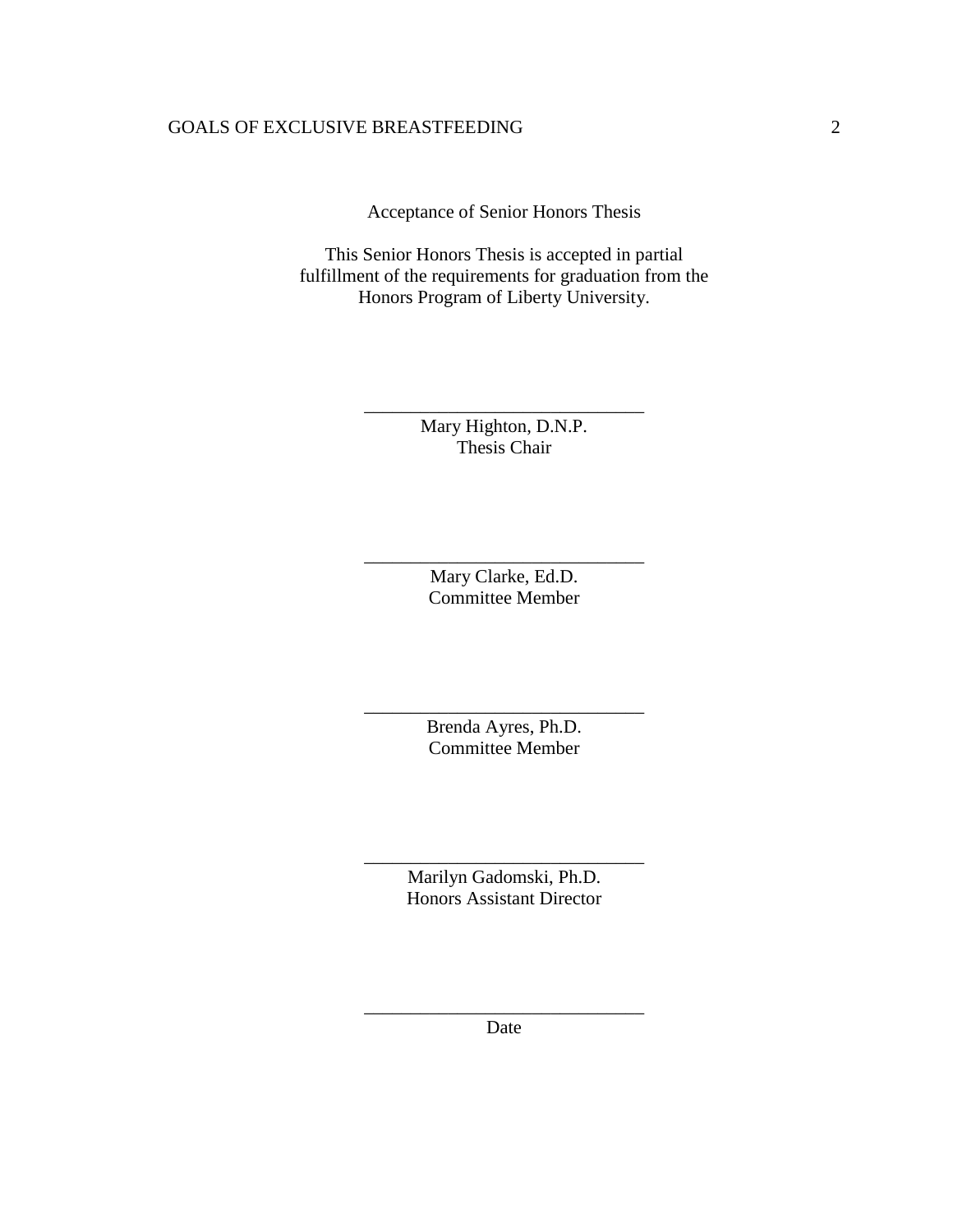Acceptance of Senior Honors Thesis

This Senior Honors Thesis is accepted in partial fulfillment of the requirements for graduation from the Honors Program of Liberty University.

______________________________
Mary Highton, D.N.P.
Thesis Chair

______________________________
Mary Clarke, Ed.D.
Committee Member

______________________________
Brenda Ayres, Ph.D.
Committee Member

______________________________
Marilyn Gadomski, Ph.D.
Honors Assistant Director

______________________________
Date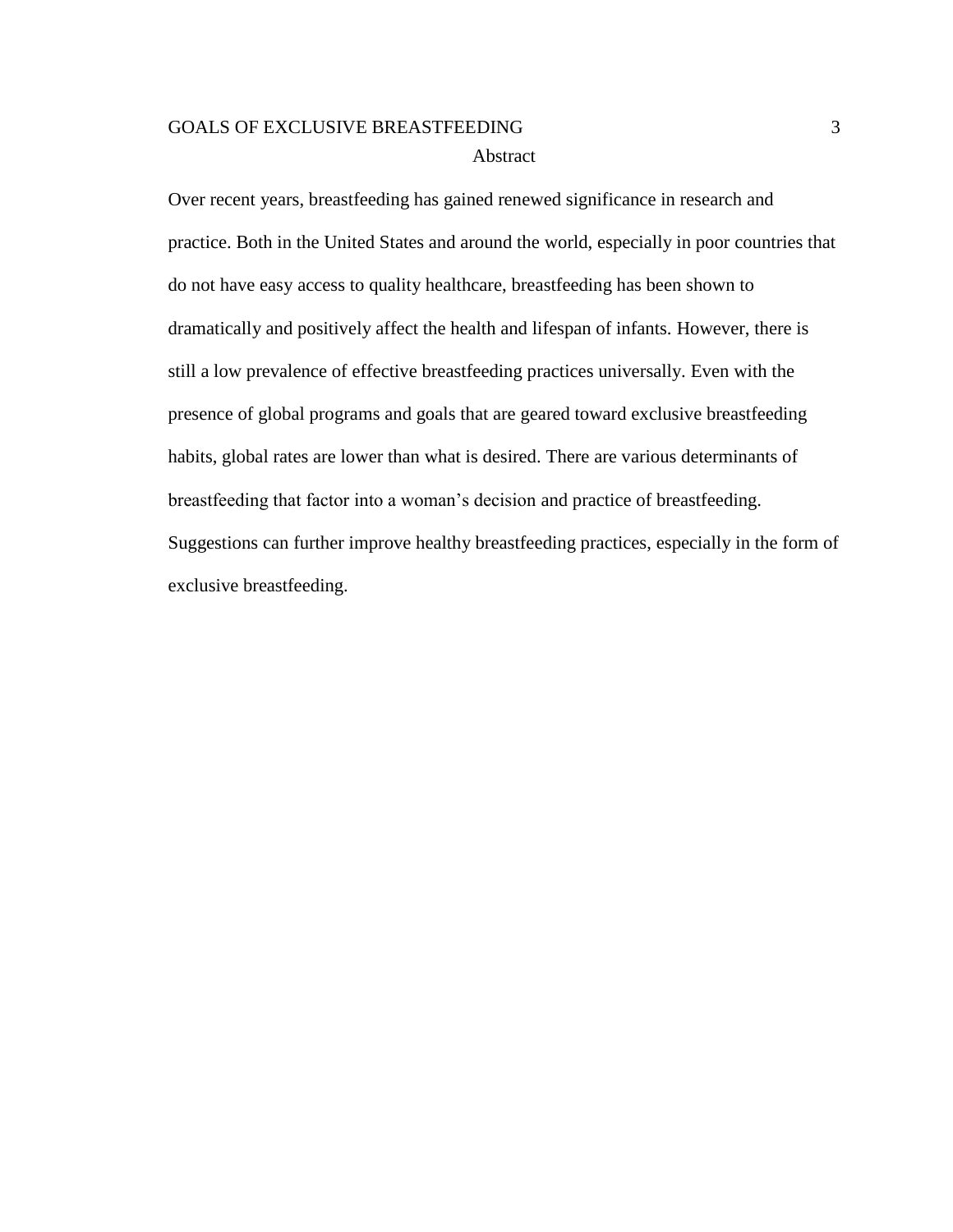# Abstract

Over recent years, breastfeeding has gained renewed significance in research and practice. Both in the United States and around the world, especially in poor countries that do not have easy access to quality healthcare, breastfeeding has been shown to dramatically and positively affect the health and lifespan of infants. However, there is still a low prevalence of effective breastfeeding practices universally. Even with the presence of global programs and goals that are geared toward exclusive breastfeeding habits, global rates are lower than what is desired. There are various determinants of breastfeeding that factor into a woman's decision and practice of breastfeeding. Suggestions can further improve healthy breastfeeding practices, especially in the form of exclusive breastfeeding.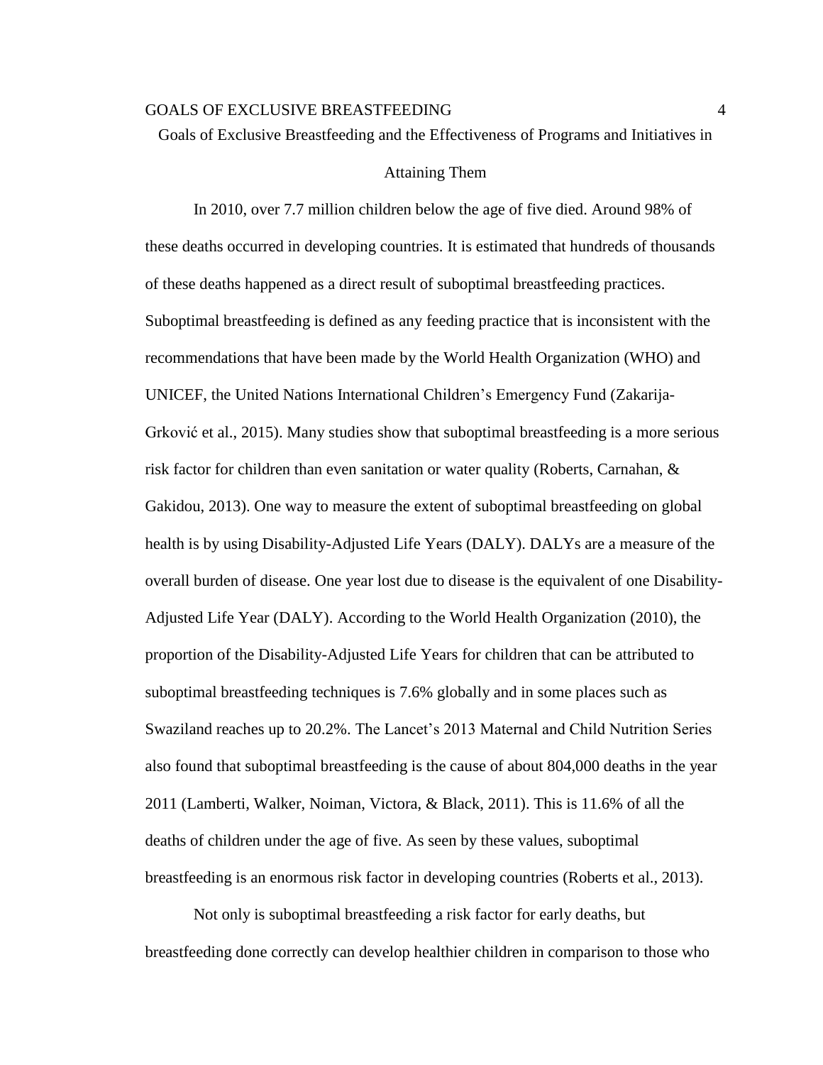# Goals of Exclusive Breastfeeding and the Effectiveness of Programs and Initiatives in Attaining Them

In 2010, over 7.7 million children below the age of five died. Around 98% of these deaths occurred in developing countries. It is estimated that hundreds of thousands of these deaths happened as a direct result of suboptimal breastfeeding practices. Suboptimal breastfeeding is defined as any feeding practice that is inconsistent with the recommendations that have been made by the World Health Organization (WHO) and UNICEF, the United Nations International Children's Emergency Fund (Zakarija-Grković et al., 2015). Many studies show that suboptimal breastfeeding is a more serious risk factor for children than even sanitation or water quality (Roberts, Carnahan, & Gakidou, 2013). One way to measure the extent of suboptimal breastfeeding on global health is by using Disability-Adjusted Life Years (DALY). DALYs are a measure of the overall burden of disease. One year lost due to disease is the equivalent of one Disability-Adjusted Life Year (DALY). According to the World Health Organization (2010), the proportion of the Disability-Adjusted Life Years for children that can be attributed to suboptimal breastfeeding techniques is 7.6% globally and in some places such as Swaziland reaches up to 20.2%. The Lancet's 2013 Maternal and Child Nutrition Series also found that suboptimal breastfeeding is the cause of about 804,000 deaths in the year 2011 (Lamberti, Walker, Noiman, Victora, & Black, 2011). This is 11.6% of all the deaths of children under the age of five. As seen by these values, suboptimal breastfeeding is an enormous risk factor in developing countries (Roberts et al., 2013).

Not only is suboptimal breastfeeding a risk factor for early deaths, but breastfeeding done correctly can develop healthier children in comparison to those who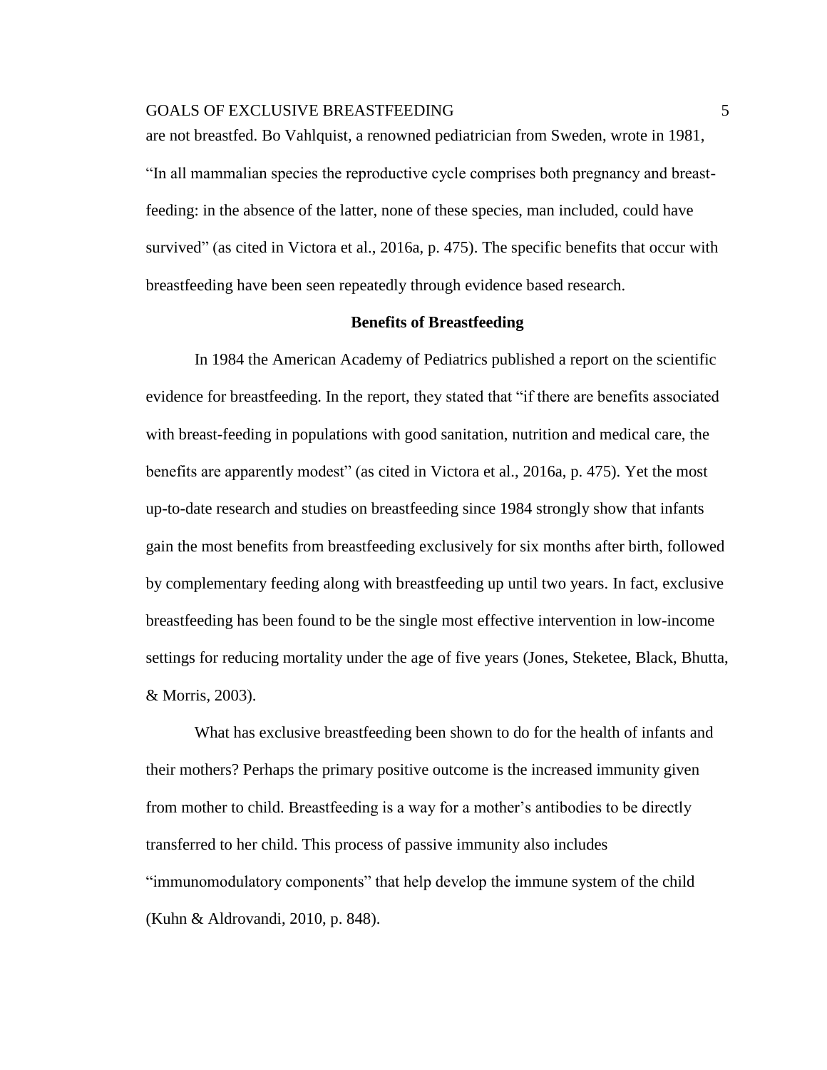are not breastfed. Bo Vahlquist, a renowned pediatrician from Sweden, wrote in 1981, "In all mammalian species the reproductive cycle comprises both pregnancy and breast-feeding: in the absence of the latter, none of these species, man included, could have survived" (as cited in Victora et al., 2016a, p. 475). The specific benefits that occur with breastfeeding have been seen repeatedly through evidence based research.

## Benefits of Breastfeeding

In 1984 the American Academy of Pediatrics published a report on the scientific evidence for breastfeeding. In the report, they stated that "if there are benefits associated with breast-feeding in populations with good sanitation, nutrition and medical care, the benefits are apparently modest" (as cited in Victora et al., 2016a, p. 475). Yet the most up-to-date research and studies on breastfeeding since 1984 strongly show that infants gain the most benefits from breastfeeding exclusively for six months after birth, followed by complementary feeding along with breastfeeding up until two years. In fact, exclusive breastfeeding has been found to be the single most effective intervention in low-income settings for reducing mortality under the age of five years (Jones, Steketee, Black, Bhutta, & Morris, 2003).

What has exclusive breastfeeding been shown to do for the health of infants and their mothers? Perhaps the primary positive outcome is the increased immunity given from mother to child. Breastfeeding is a way for a mother's antibodies to be directly transferred to her child. This process of passive immunity also includes "immunomodulatory components" that help develop the immune system of the child (Kuhn & Aldrovandi, 2010, p. 848).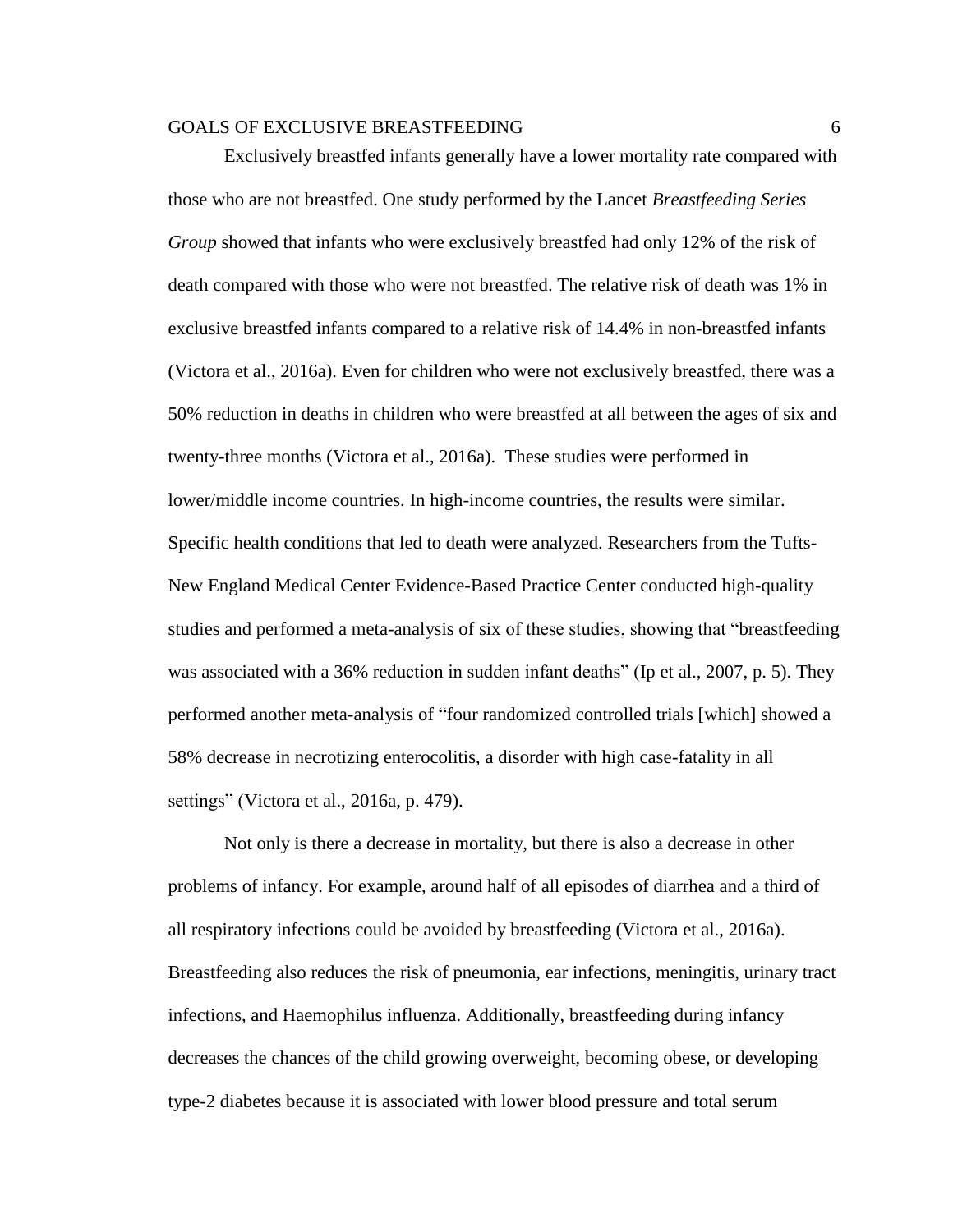Exclusively breastfed infants generally have a lower mortality rate compared with those who are not breastfed. One study performed by the Lancet *Breastfeeding Series Group* showed that infants who were exclusively breastfed had only 12% of the risk of death compared with those who were not breastfed. The relative risk of death was 1% in exclusive breastfed infants compared to a relative risk of 14.4% in non-breastfed infants (Victora et al., 2016a). Even for children who were not exclusively breastfed, there was a 50% reduction in deaths in children who were breastfed at all between the ages of six and twenty-three months (Victora et al., 2016a). These studies were performed in lower/middle income countries. In high-income countries, the results were similar. Specific health conditions that led to death were analyzed. Researchers from the Tufts-New England Medical Center Evidence-Based Practice Center conducted high-quality studies and performed a meta-analysis of six of these studies, showing that "breastfeeding was associated with a 36% reduction in sudden infant deaths" (Ip et al., 2007, p. 5). They performed another meta-analysis of "four randomized controlled trials [which] showed a 58% decrease in necrotizing enterocolitis, a disorder with high case-fatality in all settings" (Victora et al., 2016a, p. 479).

Not only is there a decrease in mortality, but there is also a decrease in other problems of infancy. For example, around half of all episodes of diarrhea and a third of all respiratory infections could be avoided by breastfeeding (Victora et al., 2016a). Breastfeeding also reduces the risk of pneumonia, ear infections, meningitis, urinary tract infections, and Haemophilus influenza. Additionally, breastfeeding during infancy decreases the chances of the child growing overweight, becoming obese, or developing type-2 diabetes because it is associated with lower blood pressure and total serum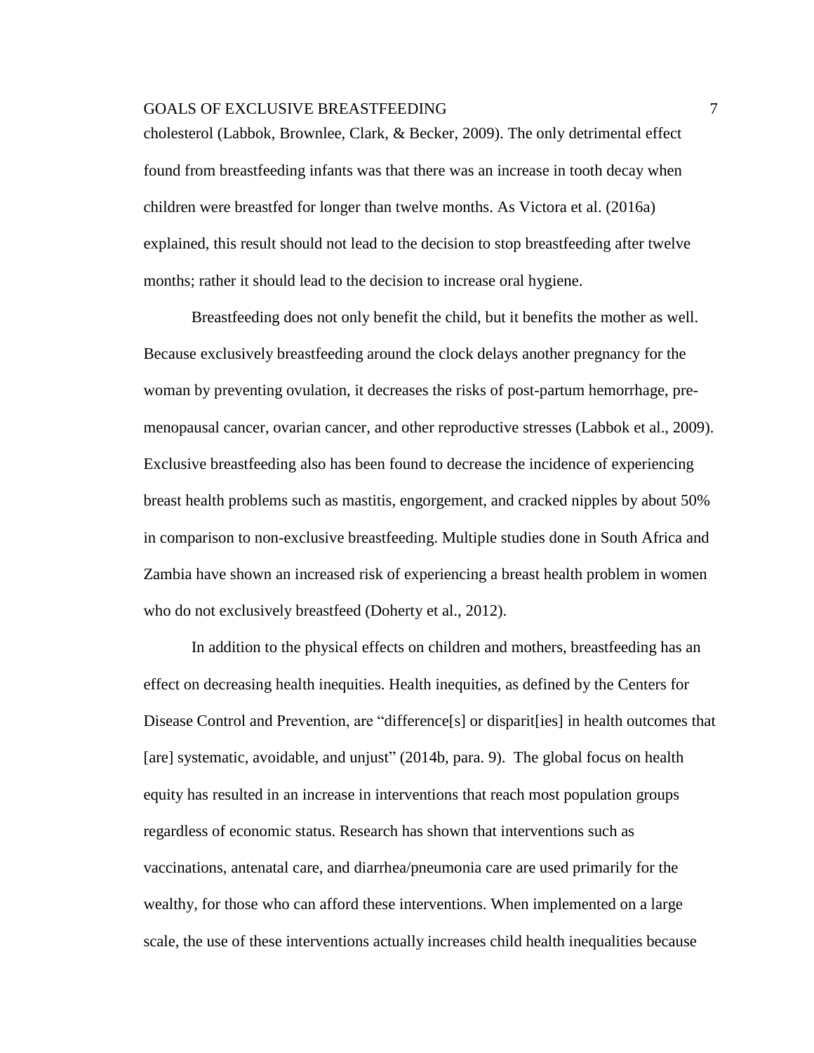cholesterol (Labbok, Brownlee, Clark, & Becker, 2009). The only detrimental effect found from breastfeeding infants was that there was an increase in tooth decay when children were breastfed for longer than twelve months. As Victora et al. (2016a) explained, this result should not lead to the decision to stop breastfeeding after twelve months; rather it should lead to the decision to increase oral hygiene.

Breastfeeding does not only benefit the child, but it benefits the mother as well. Because exclusively breastfeeding around the clock delays another pregnancy for the woman by preventing ovulation, it decreases the risks of post-partum hemorrhage, pre-menopausal cancer, ovarian cancer, and other reproductive stresses (Labbok et al., 2009). Exclusive breastfeeding also has been found to decrease the incidence of experiencing breast health problems such as mastitis, engorgement, and cracked nipples by about 50% in comparison to non-exclusive breastfeeding. Multiple studies done in South Africa and Zambia have shown an increased risk of experiencing a breast health problem in women who do not exclusively breastfeed (Doherty et al., 2012).

In addition to the physical effects on children and mothers, breastfeeding has an effect on decreasing health inequities. Health inequities, as defined by the Centers for Disease Control and Prevention, are "difference[s] or disparit[ies] in health outcomes that [are] systematic, avoidable, and unjust" (2014b, para. 9). The global focus on health equity has resulted in an increase in interventions that reach most population groups regardless of economic status. Research has shown that interventions such as vaccinations, antenatal care, and diarrhea/pneumonia care are used primarily for the wealthy, for those who can afford these interventions. When implemented on a large scale, the use of these interventions actually increases child health inequalities because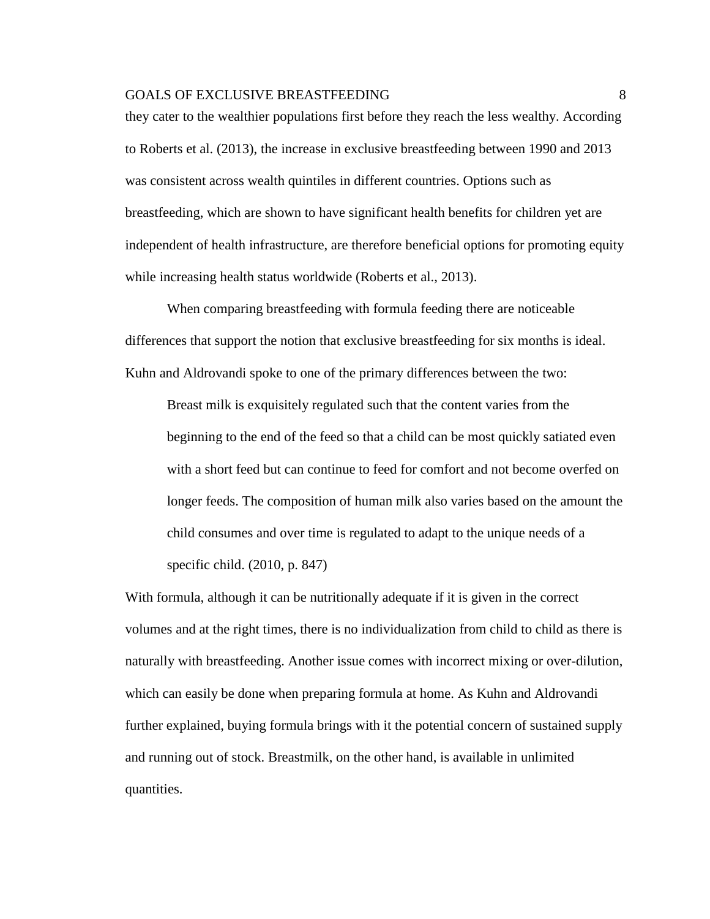they cater to the wealthier populations first before they reach the less wealthy. According to Roberts et al. (2013), the increase in exclusive breastfeeding between 1990 and 2013 was consistent across wealth quintiles in different countries. Options such as breastfeeding, which are shown to have significant health benefits for children yet are independent of health infrastructure, are therefore beneficial options for promoting equity while increasing health status worldwide (Roberts et al., 2013).

When comparing breastfeeding with formula feeding there are noticeable differences that support the notion that exclusive breastfeeding for six months is ideal. Kuhn and Aldrovandi spoke to one of the primary differences between the two:

> Breast milk is exquisitely regulated such that the content varies from the beginning to the end of the feed so that a child can be most quickly satiated even with a short feed but can continue to feed for comfort and not become overfed on longer feeds. The composition of human milk also varies based on the amount the child consumes and over time is regulated to adapt to the unique needs of a specific child. (2010, p. 847)

With formula, although it can be nutritionally adequate if it is given in the correct volumes and at the right times, there is no individualization from child to child as there is naturally with breastfeeding. Another issue comes with incorrect mixing or over-dilution, which can easily be done when preparing formula at home. As Kuhn and Aldrovandi further explained, buying formula brings with it the potential concern of sustained supply and running out of stock. Breastmilk, on the other hand, is available in unlimited quantities.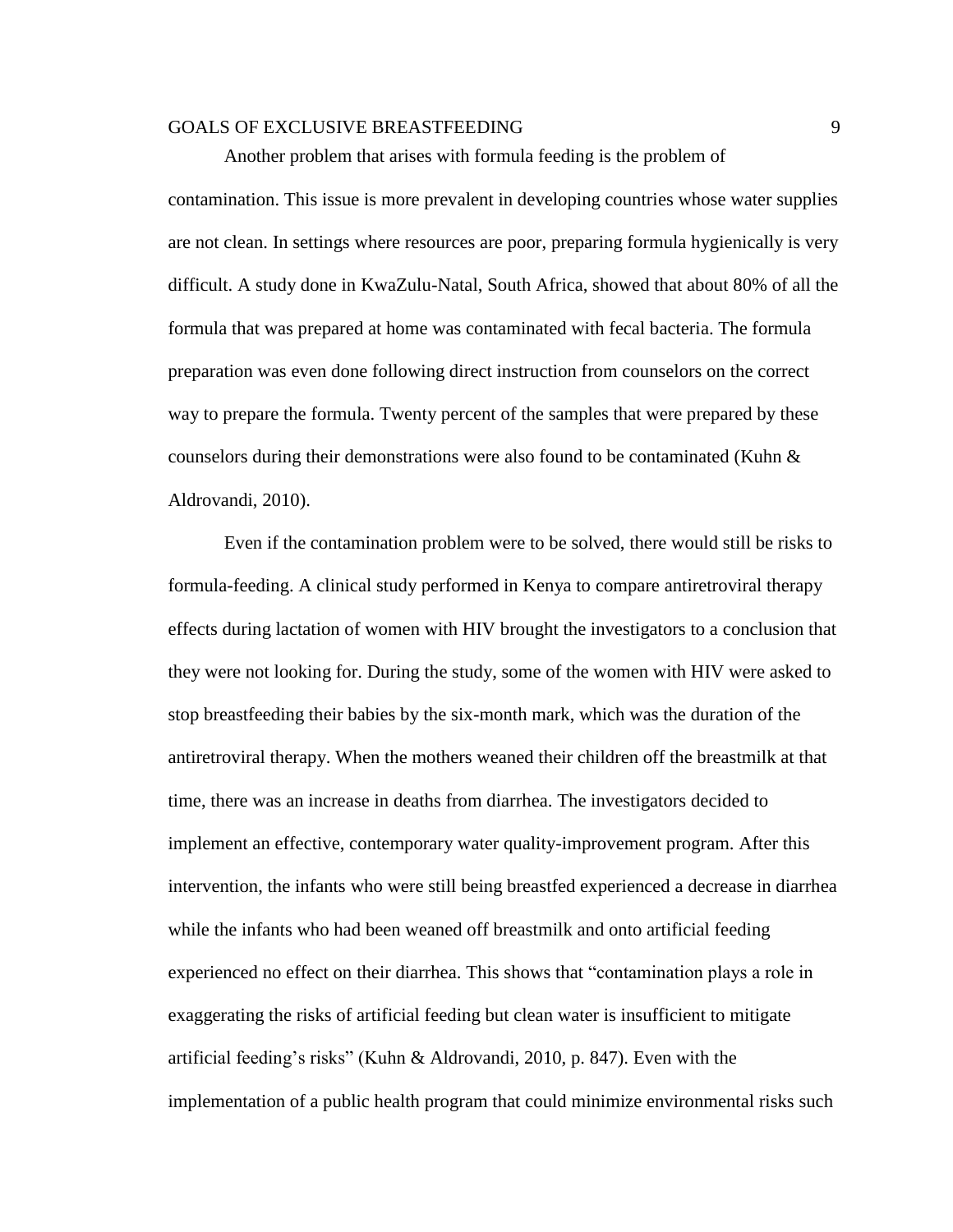Another problem that arises with formula feeding is the problem of contamination. This issue is more prevalent in developing countries whose water supplies are not clean. In settings where resources are poor, preparing formula hygienically is very difficult. A study done in KwaZulu-Natal, South Africa, showed that about 80% of all the formula that was prepared at home was contaminated with fecal bacteria. The formula preparation was even done following direct instruction from counselors on the correct way to prepare the formula. Twenty percent of the samples that were prepared by these counselors during their demonstrations were also found to be contaminated (Kuhn & Aldrovandi, 2010).

Even if the contamination problem were to be solved, there would still be risks to formula-feeding. A clinical study performed in Kenya to compare antiretroviral therapy effects during lactation of women with HIV brought the investigators to a conclusion that they were not looking for. During the study, some of the women with HIV were asked to stop breastfeeding their babies by the six-month mark, which was the duration of the antiretroviral therapy. When the mothers weaned their children off the breastmilk at that time, there was an increase in deaths from diarrhea. The investigators decided to implement an effective, contemporary water quality-improvement program. After this intervention, the infants who were still being breastfed experienced a decrease in diarrhea while the infants who had been weaned off breastmilk and onto artificial feeding experienced no effect on their diarrhea. This shows that "contamination plays a role in exaggerating the risks of artificial feeding but clean water is insufficient to mitigate artificial feeding's risks" (Kuhn & Aldrovandi, 2010, p. 847). Even with the implementation of a public health program that could minimize environmental risks such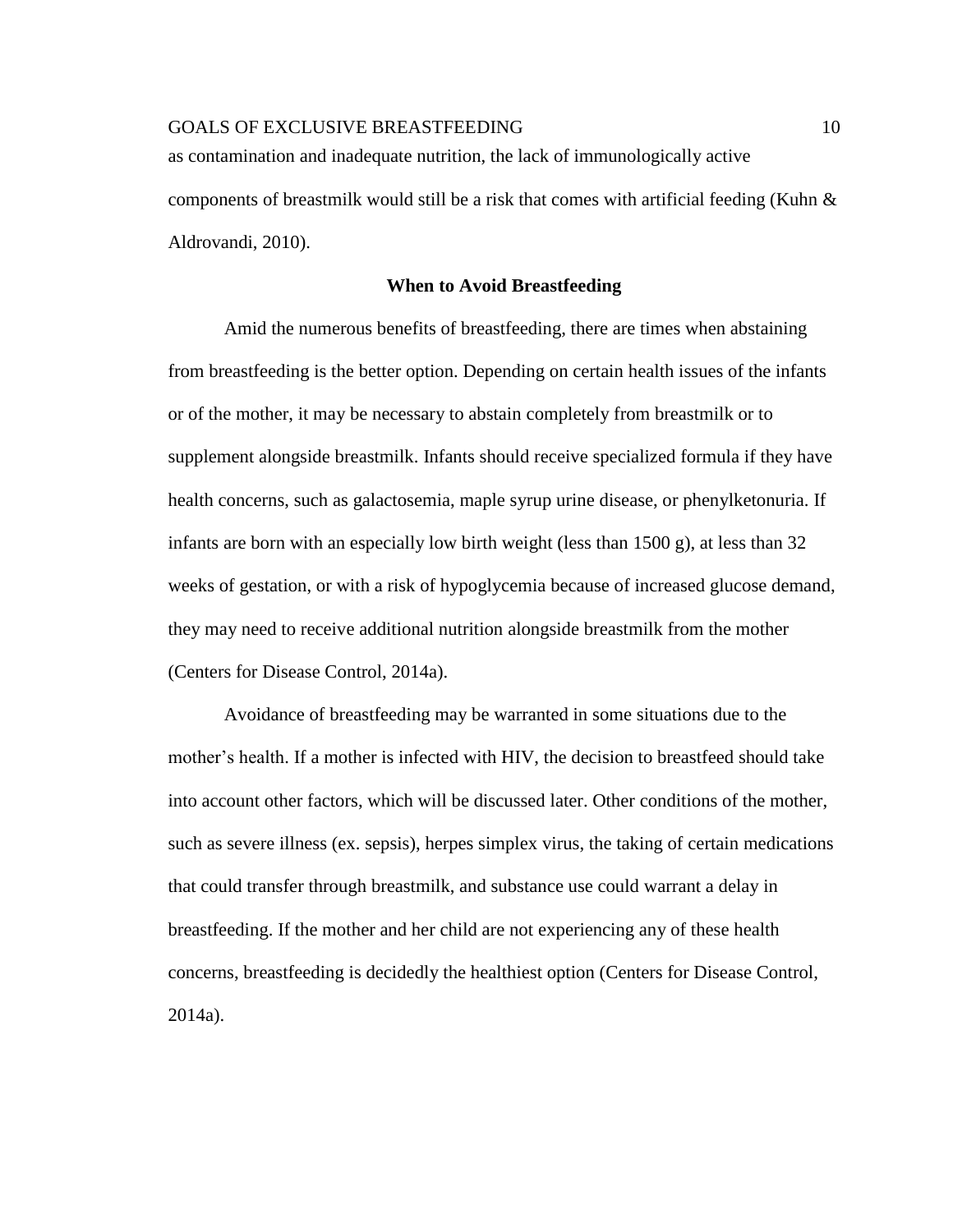as contamination and inadequate nutrition, the lack of immunologically active components of breastmilk would still be a risk that comes with artificial feeding (Kuhn & Aldrovandi, 2010).

## When to Avoid Breastfeeding

Amid the numerous benefits of breastfeeding, there are times when abstaining from breastfeeding is the better option. Depending on certain health issues of the infants or of the mother, it may be necessary to abstain completely from breastmilk or to supplement alongside breastmilk. Infants should receive specialized formula if they have health concerns, such as galactosemia, maple syrup urine disease, or phenylketonuria. If infants are born with an especially low birth weight (less than 1500 g), at less than 32 weeks of gestation, or with a risk of hypoglycemia because of increased glucose demand, they may need to receive additional nutrition alongside breastmilk from the mother (Centers for Disease Control, 2014a).

Avoidance of breastfeeding may be warranted in some situations due to the mother's health. If a mother is infected with HIV, the decision to breastfeed should take into account other factors, which will be discussed later. Other conditions of the mother, such as severe illness (ex. sepsis), herpes simplex virus, the taking of certain medications that could transfer through breastmilk, and substance use could warrant a delay in breastfeeding. If the mother and her child are not experiencing any of these health concerns, breastfeeding is decidedly the healthiest option (Centers for Disease Control, 2014a).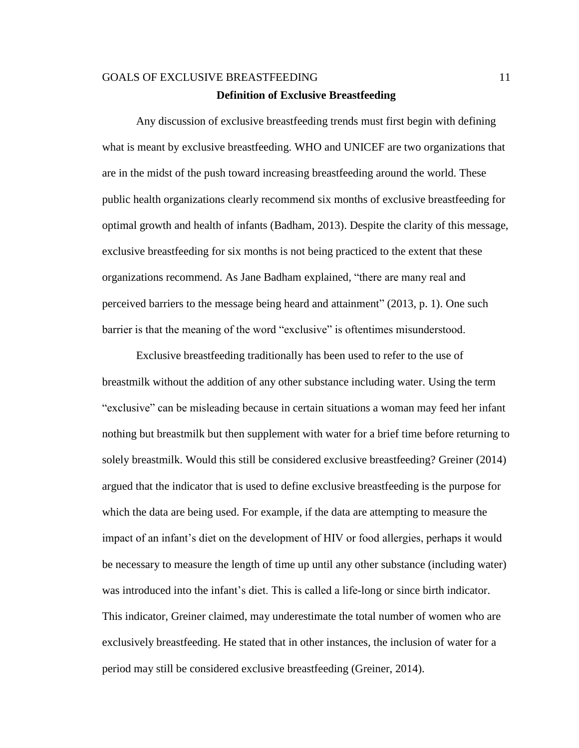## Definition of Exclusive Breastfeeding

Any discussion of exclusive breastfeeding trends must first begin with defining what is meant by exclusive breastfeeding. WHO and UNICEF are two organizations that are in the midst of the push toward increasing breastfeeding around the world. These public health organizations clearly recommend six months of exclusive breastfeeding for optimal growth and health of infants (Badham, 2013). Despite the clarity of this message, exclusive breastfeeding for six months is not being practiced to the extent that these organizations recommend. As Jane Badham explained, "there are many real and perceived barriers to the message being heard and attainment" (2013, p. 1). One such barrier is that the meaning of the word "exclusive" is oftentimes misunderstood.

Exclusive breastfeeding traditionally has been used to refer to the use of breastmilk without the addition of any other substance including water. Using the term "exclusive" can be misleading because in certain situations a woman may feed her infant nothing but breastmilk but then supplement with water for a brief time before returning to solely breastmilk. Would this still be considered exclusive breastfeeding? Greiner (2014) argued that the indicator that is used to define exclusive breastfeeding is the purpose for which the data are being used. For example, if the data are attempting to measure the impact of an infant's diet on the development of HIV or food allergies, perhaps it would be necessary to measure the length of time up until any other substance (including water) was introduced into the infant's diet. This is called a life-long or since birth indicator. This indicator, Greiner claimed, may underestimate the total number of women who are exclusively breastfeeding. He stated that in other instances, the inclusion of water for a period may still be considered exclusive breastfeeding (Greiner, 2014).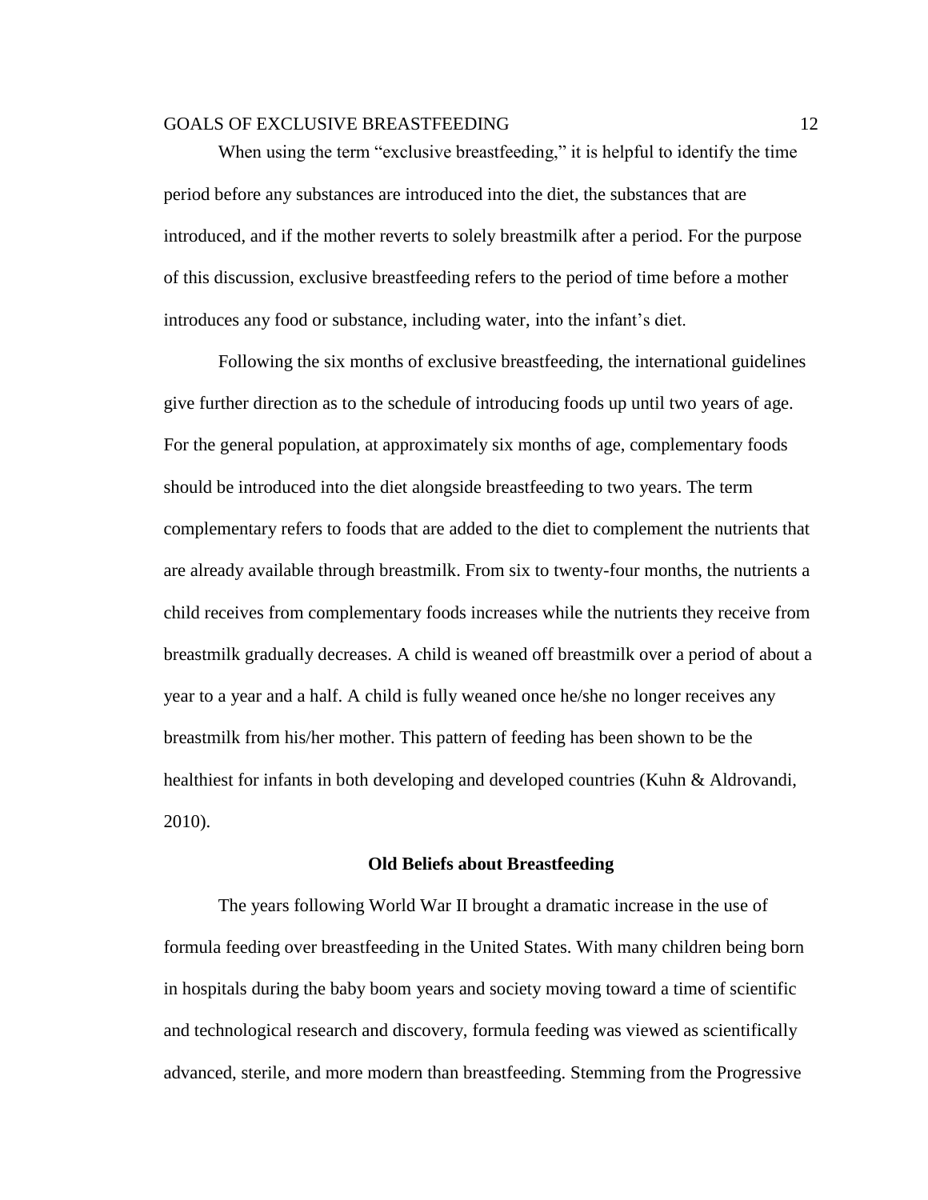When using the term "exclusive breastfeeding," it is helpful to identify the time period before any substances are introduced into the diet, the substances that are introduced, and if the mother reverts to solely breastmilk after a period. For the purpose of this discussion, exclusive breastfeeding refers to the period of time before a mother introduces any food or substance, including water, into the infant's diet.

Following the six months of exclusive breastfeeding, the international guidelines give further direction as to the schedule of introducing foods up until two years of age. For the general population, at approximately six months of age, complementary foods should be introduced into the diet alongside breastfeeding to two years. The term complementary refers to foods that are added to the diet to complement the nutrients that are already available through breastmilk. From six to twenty-four months, the nutrients a child receives from complementary foods increases while the nutrients they receive from breastmilk gradually decreases. A child is weaned off breastmilk over a period of about a year to a year and a half. A child is fully weaned once he/she no longer receives any breastmilk from his/her mother. This pattern of feeding has been shown to be the healthiest for infants in both developing and developed countries (Kuhn & Aldrovandi, 2010).

## Old Beliefs about Breastfeeding

The years following World War II brought a dramatic increase in the use of formula feeding over breastfeeding in the United States. With many children being born in hospitals during the baby boom years and society moving toward a time of scientific and technological research and discovery, formula feeding was viewed as scientifically advanced, sterile, and more modern than breastfeeding. Stemming from the Progressive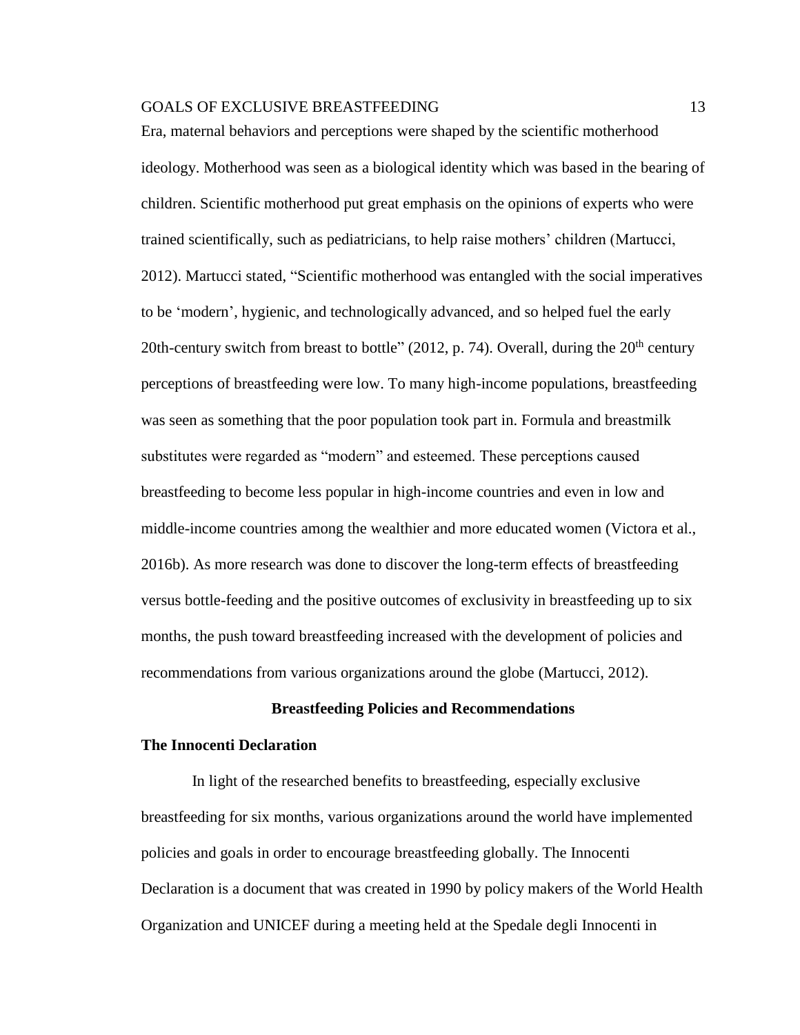Era, maternal behaviors and perceptions were shaped by the scientific motherhood ideology. Motherhood was seen as a biological identity which was based in the bearing of children. Scientific motherhood put great emphasis on the opinions of experts who were trained scientifically, such as pediatricians, to help raise mothers' children (Martucci, 2012). Martucci stated, "Scientific motherhood was entangled with the social imperatives to be 'modern', hygienic, and technologically advanced, and so helped fuel the early 20th-century switch from breast to bottle" (2012, p. 74). Overall, during the 20th century perceptions of breastfeeding were low. To many high-income populations, breastfeeding was seen as something that the poor population took part in. Formula and breastmilk substitutes were regarded as "modern" and esteemed. These perceptions caused breastfeeding to become less popular in high-income countries and even in low and middle-income countries among the wealthier and more educated women (Victora et al., 2016b). As more research was done to discover the long-term effects of breastfeeding versus bottle-feeding and the positive outcomes of exclusivity in breastfeeding up to six months, the push toward breastfeeding increased with the development of policies and recommendations from various organizations around the globe (Martucci, 2012).

## Breastfeeding Policies and Recommendations

### The Innocenti Declaration

In light of the researched benefits to breastfeeding, especially exclusive breastfeeding for six months, various organizations around the world have implemented policies and goals in order to encourage breastfeeding globally. The Innocenti Declaration is a document that was created in 1990 by policy makers of the World Health Organization and UNICEF during a meeting held at the Spedale degli Innocenti in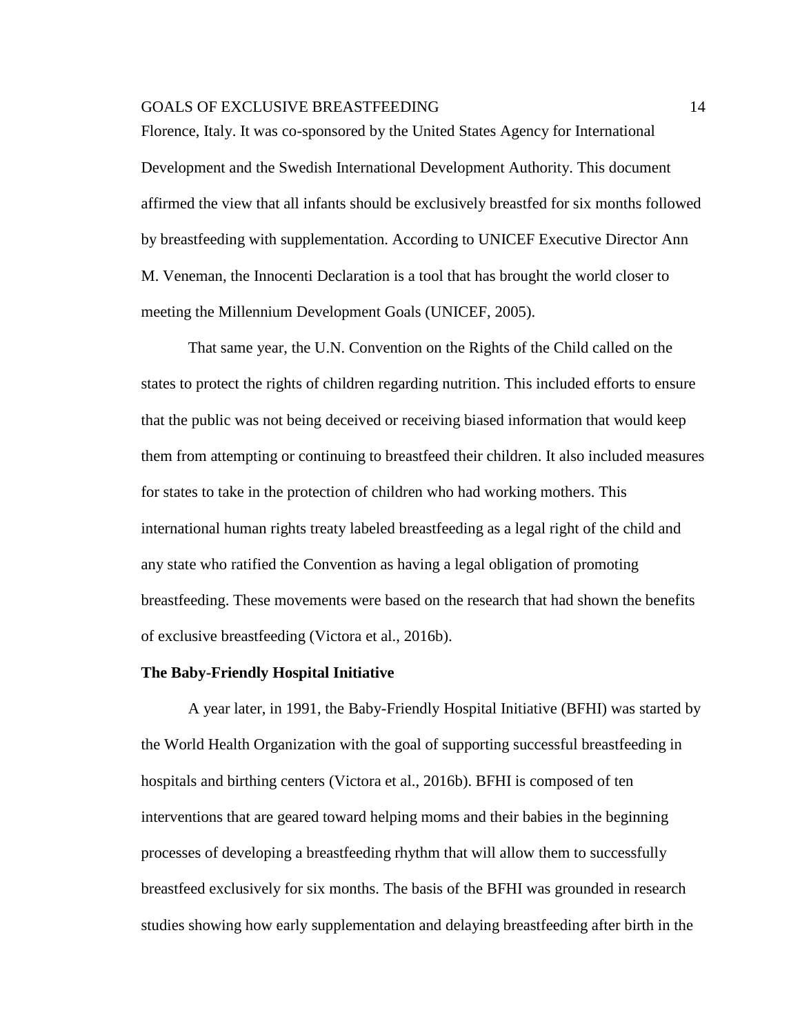Florence, Italy. It was co-sponsored by the United States Agency for International Development and the Swedish International Development Authority. This document affirmed the view that all infants should be exclusively breastfed for six months followed by breastfeeding with supplementation. According to UNICEF Executive Director Ann M. Veneman, the Innocenti Declaration is a tool that has brought the world closer to meeting the Millennium Development Goals (UNICEF, 2005).

That same year, the U.N. Convention on the Rights of the Child called on the states to protect the rights of children regarding nutrition. This included efforts to ensure that the public was not being deceived or receiving biased information that would keep them from attempting or continuing to breastfeed their children. It also included measures for states to take in the protection of children who had working mothers. This international human rights treaty labeled breastfeeding as a legal right of the child and any state who ratified the Convention as having a legal obligation of promoting breastfeeding. These movements were based on the research that had shown the benefits of exclusive breastfeeding (Victora et al., 2016b).

**The Baby-Friendly Hospital Initiative**

A year later, in 1991, the Baby-Friendly Hospital Initiative (BFHI) was started by the World Health Organization with the goal of supporting successful breastfeeding in hospitals and birthing centers (Victora et al., 2016b). BFHI is composed of ten interventions that are geared toward helping moms and their babies in the beginning processes of developing a breastfeeding rhythm that will allow them to successfully breastfeed exclusively for six months. The basis of the BFHI was grounded in research studies showing how early supplementation and delaying breastfeeding after birth in the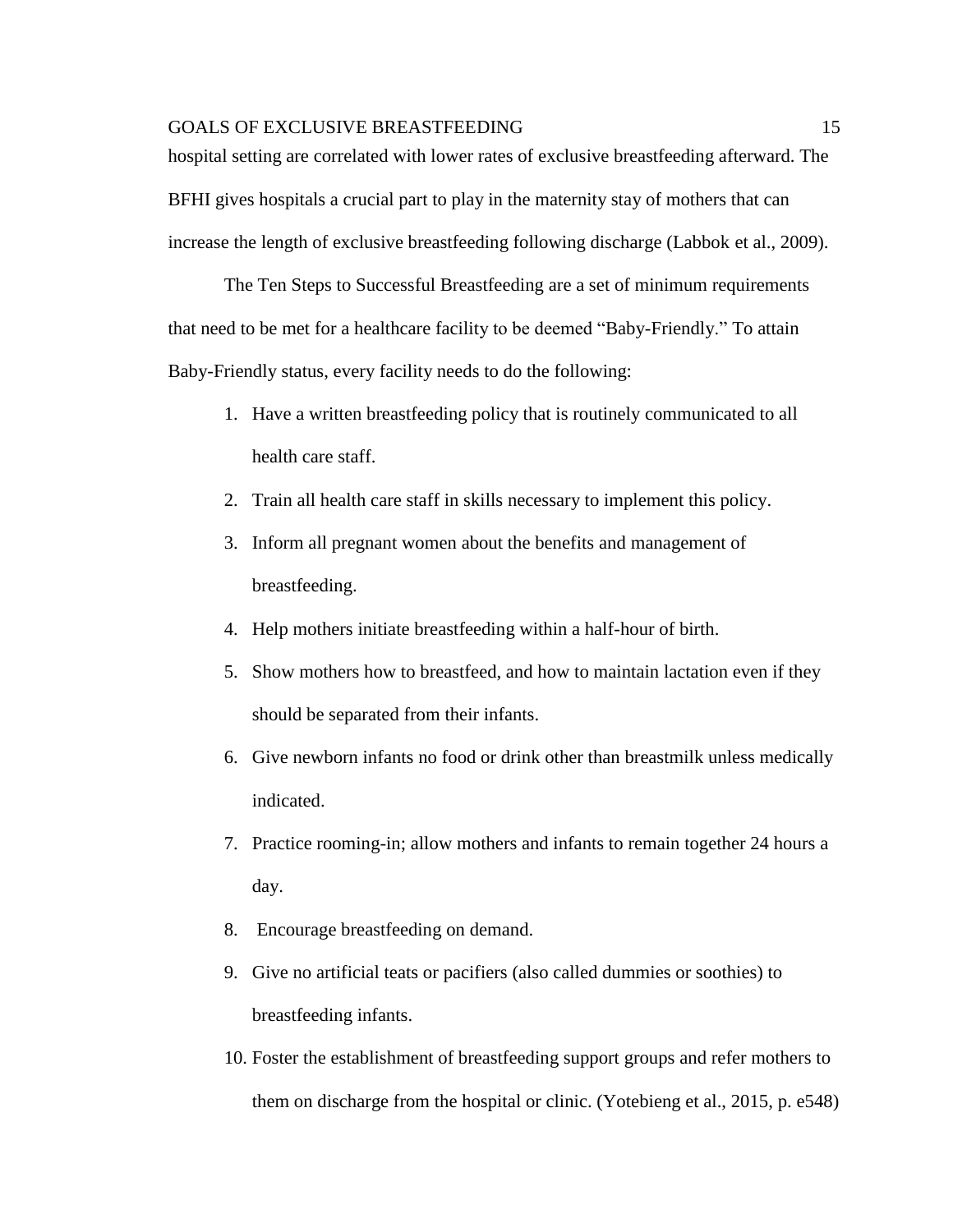hospital setting are correlated with lower rates of exclusive breastfeeding afterward. The BFHI gives hospitals a crucial part to play in the maternity stay of mothers that can increase the length of exclusive breastfeeding following discharge (Labbok et al., 2009).

The Ten Steps to Successful Breastfeeding are a set of minimum requirements that need to be met for a healthcare facility to be deemed "Baby-Friendly." To attain Baby-Friendly status, every facility needs to do the following:

1. Have a written breastfeeding policy that is routinely communicated to all health care staff.
2. Train all health care staff in skills necessary to implement this policy.
3. Inform all pregnant women about the benefits and management of breastfeeding.
4. Help mothers initiate breastfeeding within a half-hour of birth.
5. Show mothers how to breastfeed, and how to maintain lactation even if they should be separated from their infants.
6. Give newborn infants no food or drink other than breastmilk unless medically indicated.
7. Practice rooming-in; allow mothers and infants to remain together 24 hours a day.
8. Encourage breastfeeding on demand.
9. Give no artificial teats or pacifiers (also called dummies or soothies) to breastfeeding infants.
10. Foster the establishment of breastfeeding support groups and refer mothers to them on discharge from the hospital or clinic. (Yotebieng et al., 2015, p. e548)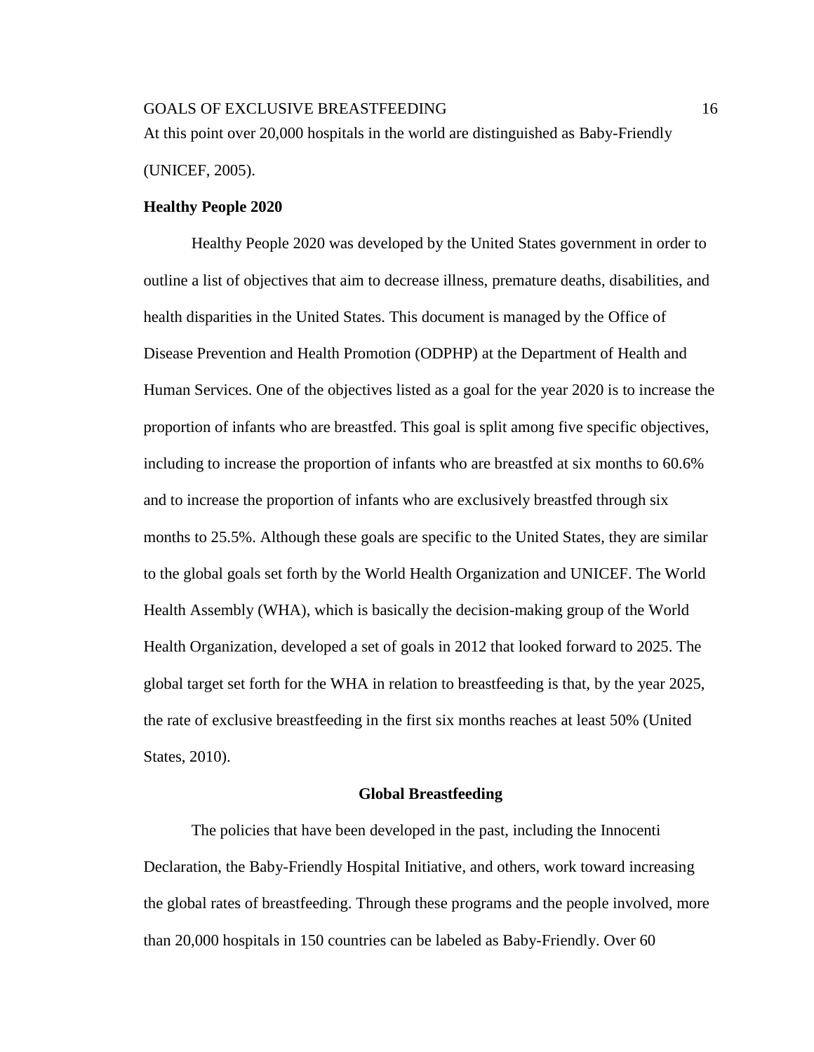At this point over 20,000 hospitals in the world are distinguished as Baby-Friendly (UNICEF, 2005).

### Healthy People 2020

Healthy People 2020 was developed by the United States government in order to outline a list of objectives that aim to decrease illness, premature deaths, disabilities, and health disparities in the United States. This document is managed by the Office of Disease Prevention and Health Promotion (ODPHP) at the Department of Health and Human Services. One of the objectives listed as a goal for the year 2020 is to increase the proportion of infants who are breastfed. This goal is split among five specific objectives, including to increase the proportion of infants who are breastfed at six months to 60.6% and to increase the proportion of infants who are exclusively breastfed through six months to 25.5%. Although these goals are specific to the United States, they are similar to the global goals set forth by the World Health Organization and UNICEF. The World Health Assembly (WHA), which is basically the decision-making group of the World Health Organization, developed a set of goals in 2012 that looked forward to 2025. The global target set forth for the WHA in relation to breastfeeding is that, by the year 2025, the rate of exclusive breastfeeding in the first six months reaches at least 50% (United States, 2010).

## Global Breastfeeding

The policies that have been developed in the past, including the Innocenti Declaration, the Baby-Friendly Hospital Initiative, and others, work toward increasing the global rates of breastfeeding. Through these programs and the people involved, more than 20,000 hospitals in 150 countries can be labeled as Baby-Friendly. Over 60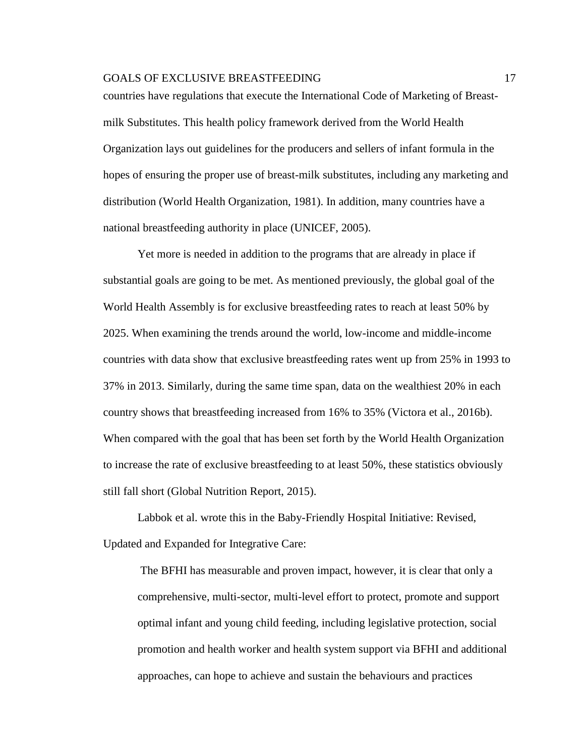countries have regulations that execute the International Code of Marketing of Breast-milk Substitutes. This health policy framework derived from the World Health Organization lays out guidelines for the producers and sellers of infant formula in the hopes of ensuring the proper use of breast-milk substitutes, including any marketing and distribution (World Health Organization, 1981). In addition, many countries have a national breastfeeding authority in place (UNICEF, 2005).

Yet more is needed in addition to the programs that are already in place if substantial goals are going to be met. As mentioned previously, the global goal of the World Health Assembly is for exclusive breastfeeding rates to reach at least 50% by 2025. When examining the trends around the world, low-income and middle-income countries with data show that exclusive breastfeeding rates went up from 25% in 1993 to 37% in 2013. Similarly, during the same time span, data on the wealthiest 20% in each country shows that breastfeeding increased from 16% to 35% (Victora et al., 2016b). When compared with the goal that has been set forth by the World Health Organization to increase the rate of exclusive breastfeeding to at least 50%, these statistics obviously still fall short (Global Nutrition Report, 2015).

Labbok et al. wrote this in the Baby-Friendly Hospital Initiative: Revised, Updated and Expanded for Integrative Care:

> The BFHI has measurable and proven impact, however, it is clear that only a comprehensive, multi-sector, multi-level effort to protect, promote and support optimal infant and young child feeding, including legislative protection, social promotion and health worker and health system support via BFHI and additional approaches, can hope to achieve and sustain the behaviours and practices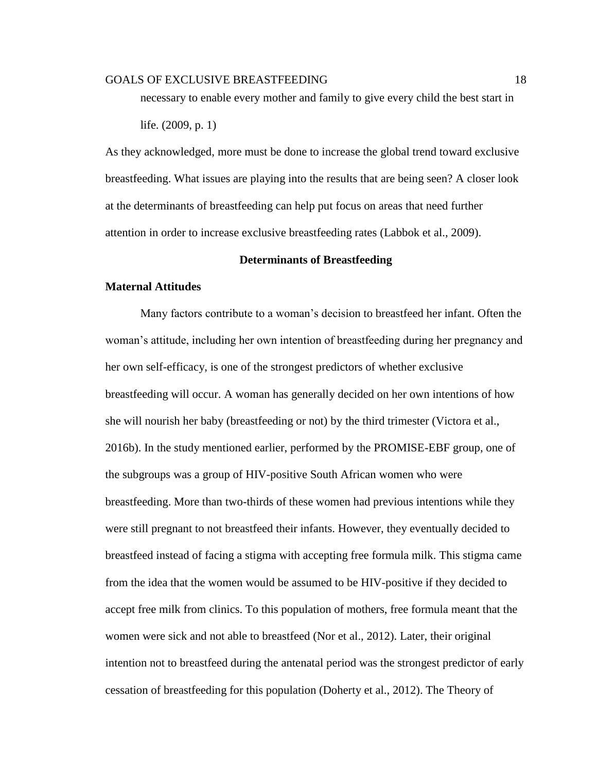> necessary to enable every mother and family to give every child the best start in life. (2009, p. 1)

As they acknowledged, more must be done to increase the global trend toward exclusive breastfeeding. What issues are playing into the results that are being seen? A closer look at the determinants of breastfeeding can help put focus on areas that need further attention in order to increase exclusive breastfeeding rates (Labbok et al., 2009).

## Determinants of Breastfeeding

### Maternal Attitudes

Many factors contribute to a woman's decision to breastfeed her infant. Often the woman's attitude, including her own intention of breastfeeding during her pregnancy and her own self-efficacy, is one of the strongest predictors of whether exclusive breastfeeding will occur. A woman has generally decided on her own intentions of how she will nourish her baby (breastfeeding or not) by the third trimester (Victora et al., 2016b). In the study mentioned earlier, performed by the PROMISE-EBF group, one of the subgroups was a group of HIV-positive South African women who were breastfeeding. More than two-thirds of these women had previous intentions while they were still pregnant to not breastfeed their infants. However, they eventually decided to breastfeed instead of facing a stigma with accepting free formula milk. This stigma came from the idea that the women would be assumed to be HIV-positive if they decided to accept free milk from clinics. To this population of mothers, free formula meant that the women were sick and not able to breastfeed (Nor et al., 2012). Later, their original intention not to breastfeed during the antenatal period was the strongest predictor of early cessation of breastfeeding for this population (Doherty et al., 2012). The Theory of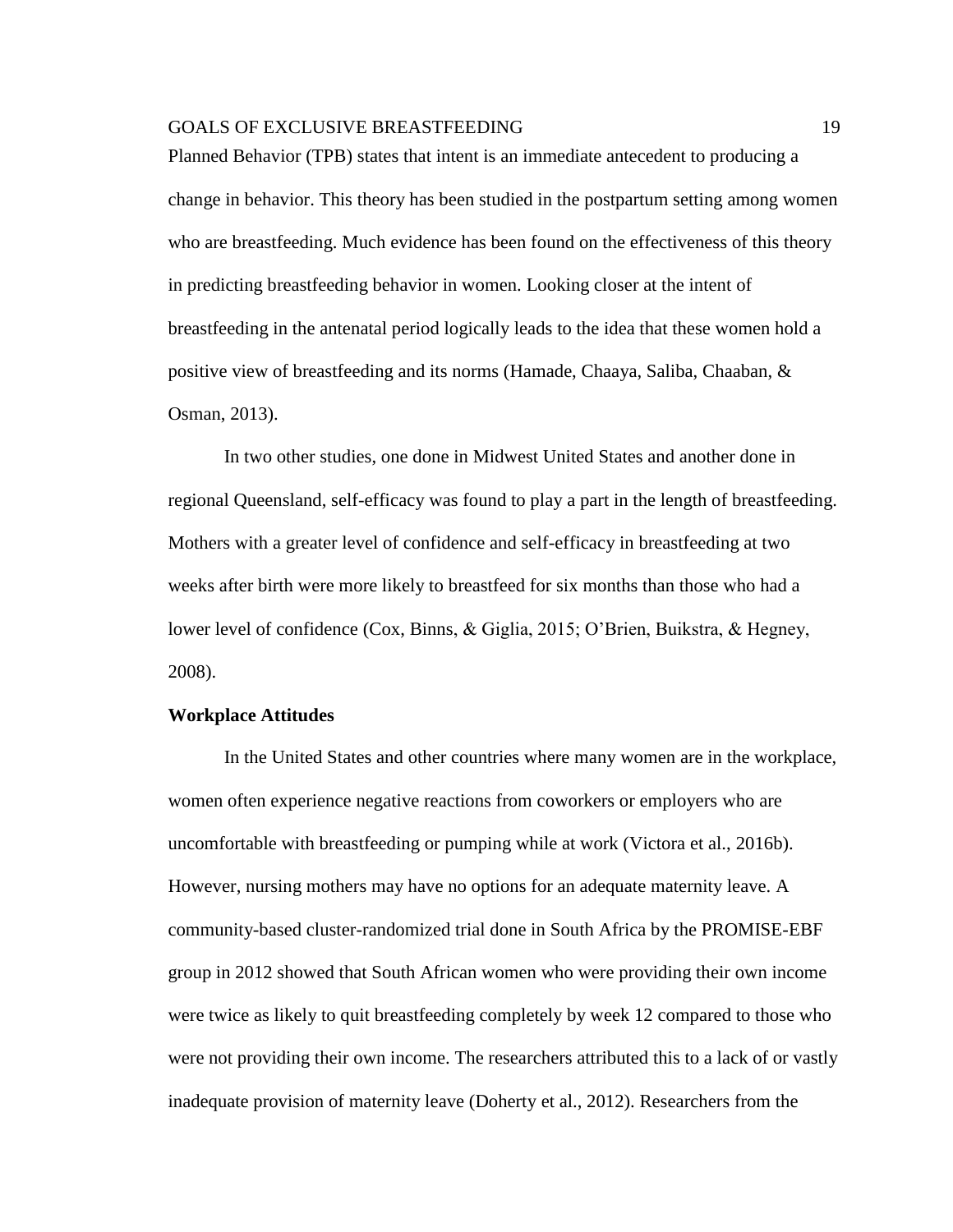Planned Behavior (TPB) states that intent is an immediate antecedent to producing a change in behavior. This theory has been studied in the postpartum setting among women who are breastfeeding. Much evidence has been found on the effectiveness of this theory in predicting breastfeeding behavior in women. Looking closer at the intent of breastfeeding in the antenatal period logically leads to the idea that these women hold a positive view of breastfeeding and its norms (Hamade, Chaaya, Saliba, Chaaban, & Osman, 2013).

In two other studies, one done in Midwest United States and another done in regional Queensland, self-efficacy was found to play a part in the length of breastfeeding. Mothers with a greater level of confidence and self-efficacy in breastfeeding at two weeks after birth were more likely to breastfeed for six months than those who had a lower level of confidence (Cox, Binns, & Giglia, 2015; O'Brien, Buikstra, & Hegney, 2008).

**Workplace Attitudes**

In the United States and other countries where many women are in the workplace, women often experience negative reactions from coworkers or employers who are uncomfortable with breastfeeding or pumping while at work (Victora et al., 2016b). However, nursing mothers may have no options for an adequate maternity leave. A community-based cluster-randomized trial done in South Africa by the PROMISE-EBF group in 2012 showed that South African women who were providing their own income were twice as likely to quit breastfeeding completely by week 12 compared to those who were not providing their own income. The researchers attributed this to a lack of or vastly inadequate provision of maternity leave (Doherty et al., 2012). Researchers from the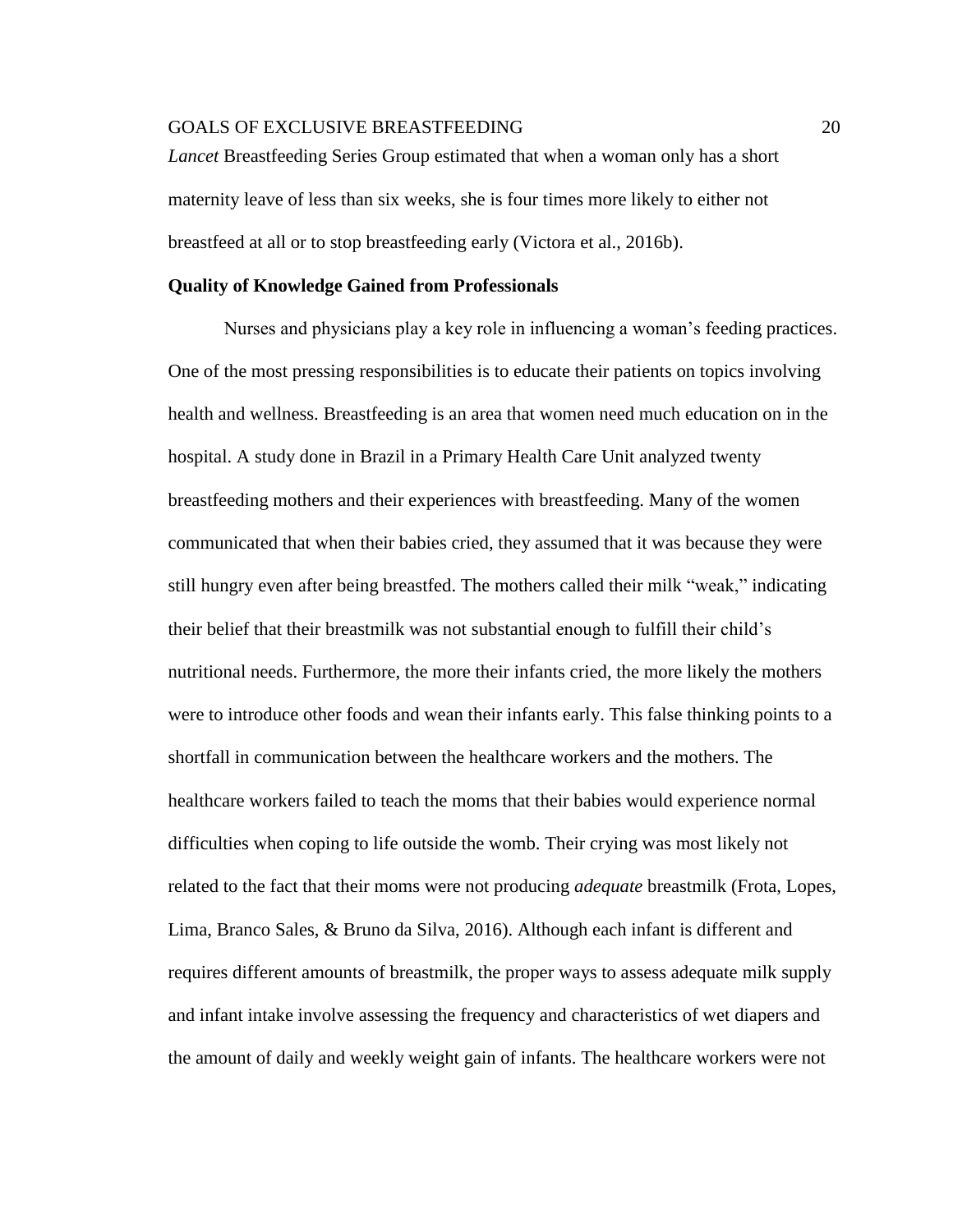*Lancet* Breastfeeding Series Group estimated that when a woman only has a short maternity leave of less than six weeks, she is four times more likely to either not breastfeed at all or to stop breastfeeding early (Victora et al., 2016b).

### Quality of Knowledge Gained from Professionals

Nurses and physicians play a key role in influencing a woman's feeding practices. One of the most pressing responsibilities is to educate their patients on topics involving health and wellness. Breastfeeding is an area that women need much education on in the hospital. A study done in Brazil in a Primary Health Care Unit analyzed twenty breastfeeding mothers and their experiences with breastfeeding. Many of the women communicated that when their babies cried, they assumed that it was because they were still hungry even after being breastfed. The mothers called their milk "weak," indicating their belief that their breastmilk was not substantial enough to fulfill their child's nutritional needs. Furthermore, the more their infants cried, the more likely the mothers were to introduce other foods and wean their infants early. This false thinking points to a shortfall in communication between the healthcare workers and the mothers. The healthcare workers failed to teach the moms that their babies would experience normal difficulties when coping to life outside the womb. Their crying was most likely not related to the fact that their moms were not producing *adequate* breastmilk (Frota, Lopes, Lima, Branco Sales, & Bruno da Silva, 2016). Although each infant is different and requires different amounts of breastmilk, the proper ways to assess adequate milk supply and infant intake involve assessing the frequency and characteristics of wet diapers and the amount of daily and weekly weight gain of infants. The healthcare workers were not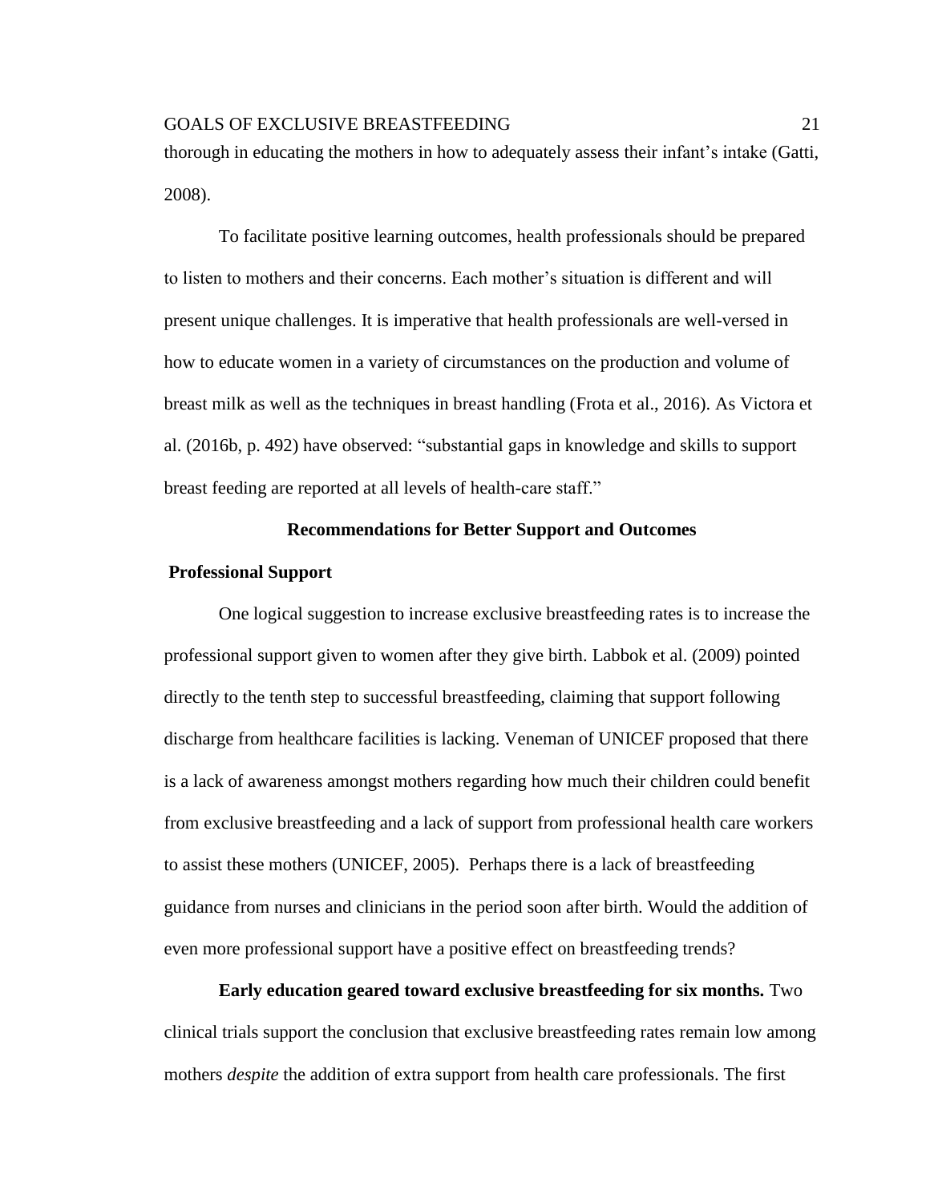thorough in educating the mothers in how to adequately assess their infant's intake (Gatti, 2008).

To facilitate positive learning outcomes, health professionals should be prepared to listen to mothers and their concerns. Each mother's situation is different and will present unique challenges. It is imperative that health professionals are well-versed in how to educate women in a variety of circumstances on the production and volume of breast milk as well as the techniques in breast handling (Frota et al., 2016). As Victora et al. (2016b, p. 492) have observed: "substantial gaps in knowledge and skills to support breast feeding are reported at all levels of health-care staff."

## Recommendations for Better Support and Outcomes

### Professional Support

One logical suggestion to increase exclusive breastfeeding rates is to increase the professional support given to women after they give birth. Labbok et al. (2009) pointed directly to the tenth step to successful breastfeeding, claiming that support following discharge from healthcare facilities is lacking. Veneman of UNICEF proposed that there is a lack of awareness amongst mothers regarding how much their children could benefit from exclusive breastfeeding and a lack of support from professional health care workers to assist these mothers (UNICEF, 2005). Perhaps there is a lack of breastfeeding guidance from nurses and clinicians in the period soon after birth. Would the addition of even more professional support have a positive effect on breastfeeding trends?

**Early education geared toward exclusive breastfeeding for six months.** Two clinical trials support the conclusion that exclusive breastfeeding rates remain low among mothers *despite* the addition of extra support from health care professionals. The first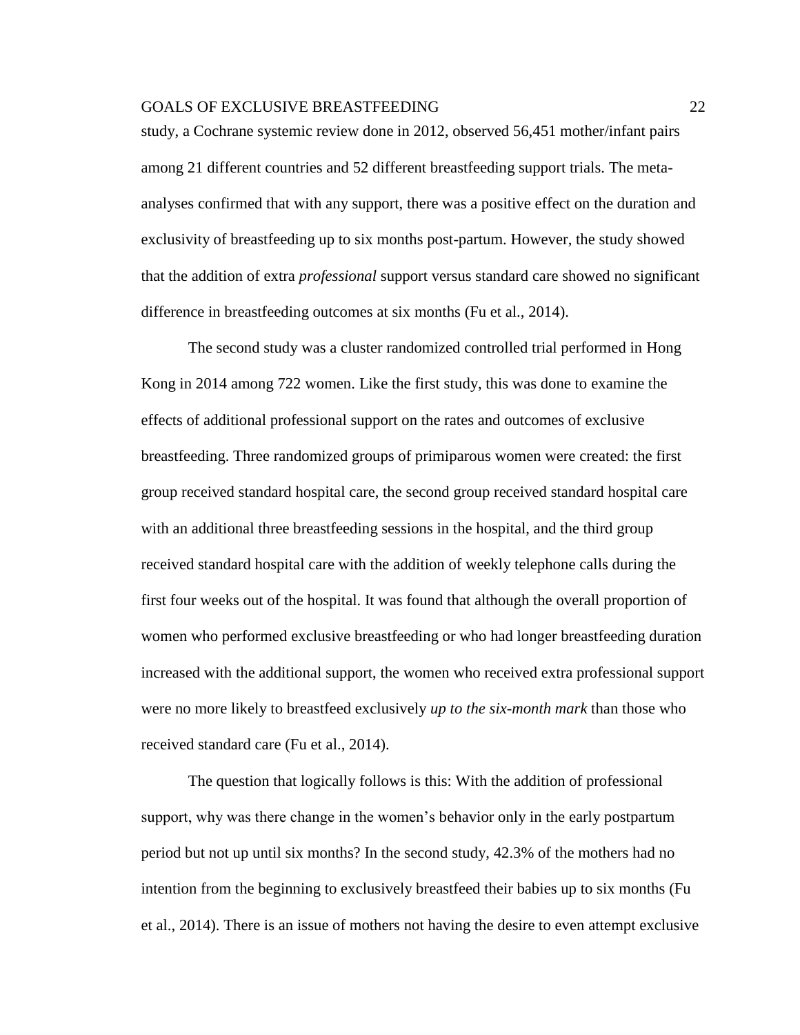study, a Cochrane systemic review done in 2012, observed 56,451 mother/infant pairs among 21 different countries and 52 different breastfeeding support trials. The meta-analyses confirmed that with any support, there was a positive effect on the duration and exclusivity of breastfeeding up to six months post-partum. However, the study showed that the addition of extra *professional* support versus standard care showed no significant difference in breastfeeding outcomes at six months (Fu et al., 2014).

The second study was a cluster randomized controlled trial performed in Hong Kong in 2014 among 722 women. Like the first study, this was done to examine the effects of additional professional support on the rates and outcomes of exclusive breastfeeding. Three randomized groups of primiparous women were created: the first group received standard hospital care, the second group received standard hospital care with an additional three breastfeeding sessions in the hospital, and the third group received standard hospital care with the addition of weekly telephone calls during the first four weeks out of the hospital. It was found that although the overall proportion of women who performed exclusive breastfeeding or who had longer breastfeeding duration increased with the additional support, the women who received extra professional support were no more likely to breastfeed exclusively *up to the six-month mark* than those who received standard care (Fu et al., 2014).

The question that logically follows is this: With the addition of professional support, why was there change in the women's behavior only in the early postpartum period but not up until six months? In the second study, 42.3% of the mothers had no intention from the beginning to exclusively breastfeed their babies up to six months (Fu et al., 2014). There is an issue of mothers not having the desire to even attempt exclusive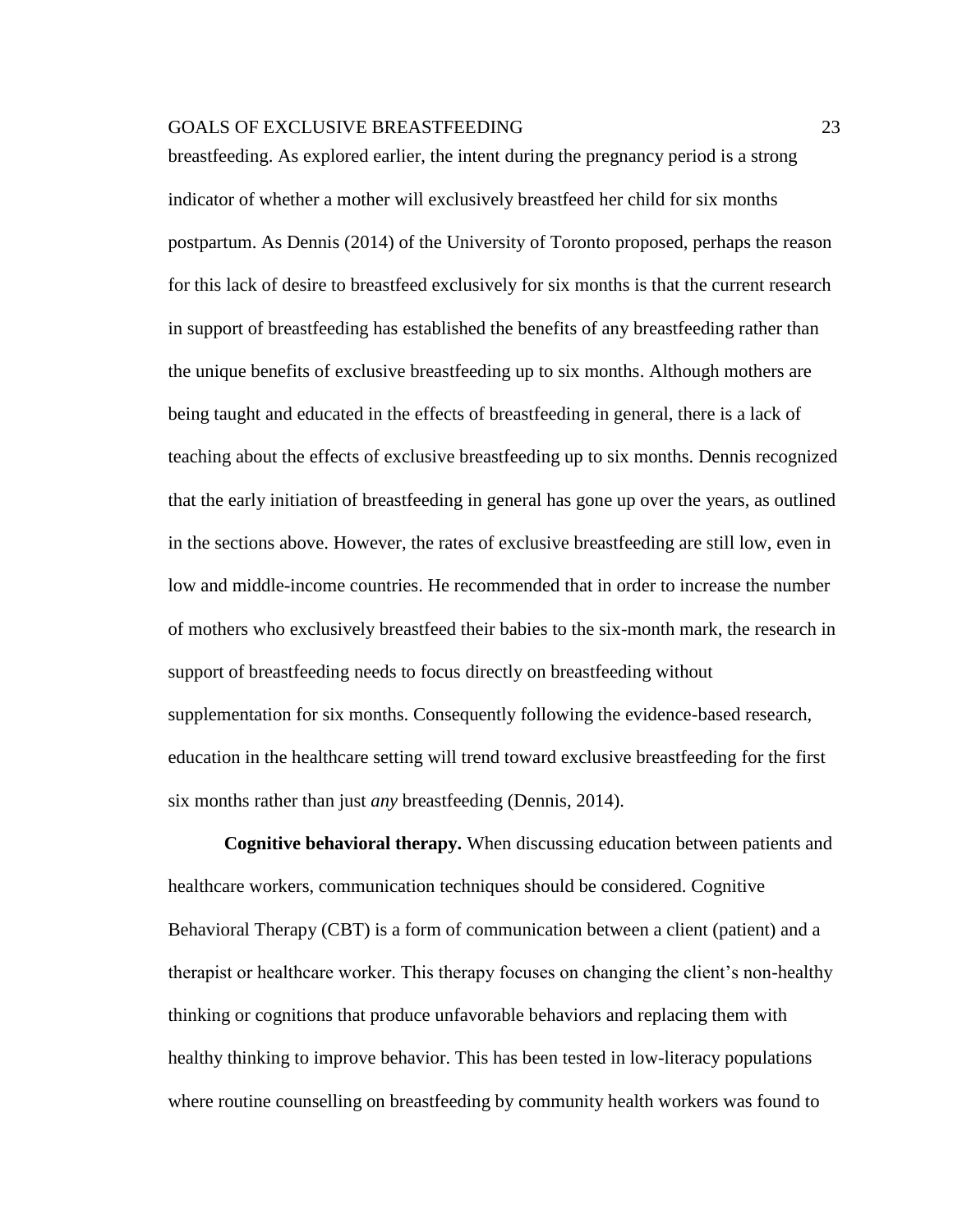breastfeeding. As explored earlier, the intent during the pregnancy period is a strong indicator of whether a mother will exclusively breastfeed her child for six months postpartum. As Dennis (2014) of the University of Toronto proposed, perhaps the reason for this lack of desire to breastfeed exclusively for six months is that the current research in support of breastfeeding has established the benefits of any breastfeeding rather than the unique benefits of exclusive breastfeeding up to six months. Although mothers are being taught and educated in the effects of breastfeeding in general, there is a lack of teaching about the effects of exclusive breastfeeding up to six months. Dennis recognized that the early initiation of breastfeeding in general has gone up over the years, as outlined in the sections above. However, the rates of exclusive breastfeeding are still low, even in low and middle-income countries. He recommended that in order to increase the number of mothers who exclusively breastfeed their babies to the six-month mark, the research in support of breastfeeding needs to focus directly on breastfeeding without supplementation for six months. Consequently following the evidence-based research, education in the healthcare setting will trend toward exclusive breastfeeding for the first six months rather than just *any* breastfeeding (Dennis, 2014).

**Cognitive behavioral therapy.** When discussing education between patients and healthcare workers, communication techniques should be considered. Cognitive Behavioral Therapy (CBT) is a form of communication between a client (patient) and a therapist or healthcare worker. This therapy focuses on changing the client's non-healthy thinking or cognitions that produce unfavorable behaviors and replacing them with healthy thinking to improve behavior. This has been tested in low-literacy populations where routine counselling on breastfeeding by community health workers was found to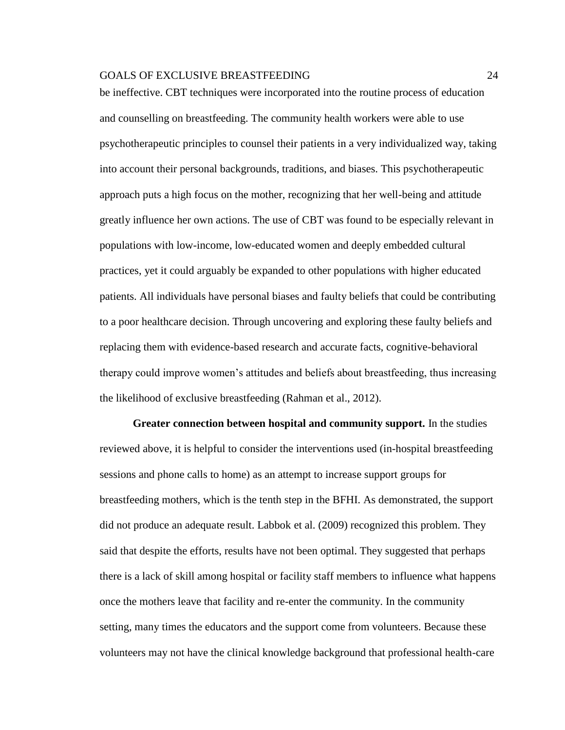be ineffective. CBT techniques were incorporated into the routine process of education and counselling on breastfeeding. The community health workers were able to use psychotherapeutic principles to counsel their patients in a very individualized way, taking into account their personal backgrounds, traditions, and biases. This psychotherapeutic approach puts a high focus on the mother, recognizing that her well-being and attitude greatly influence her own actions. The use of CBT was found to be especially relevant in populations with low-income, low-educated women and deeply embedded cultural practices, yet it could arguably be expanded to other populations with higher educated patients. All individuals have personal biases and faulty beliefs that could be contributing to a poor healthcare decision. Through uncovering and exploring these faulty beliefs and replacing them with evidence-based research and accurate facts, cognitive-behavioral therapy could improve women's attitudes and beliefs about breastfeeding, thus increasing the likelihood of exclusive breastfeeding (Rahman et al., 2012).

**Greater connection between hospital and community support.** In the studies reviewed above, it is helpful to consider the interventions used (in-hospital breastfeeding sessions and phone calls to home) as an attempt to increase support groups for breastfeeding mothers, which is the tenth step in the BFHI. As demonstrated, the support did not produce an adequate result. Labbok et al. (2009) recognized this problem. They said that despite the efforts, results have not been optimal. They suggested that perhaps there is a lack of skill among hospital or facility staff members to influence what happens once the mothers leave that facility and re-enter the community. In the community setting, many times the educators and the support come from volunteers. Because these volunteers may not have the clinical knowledge background that professional health-care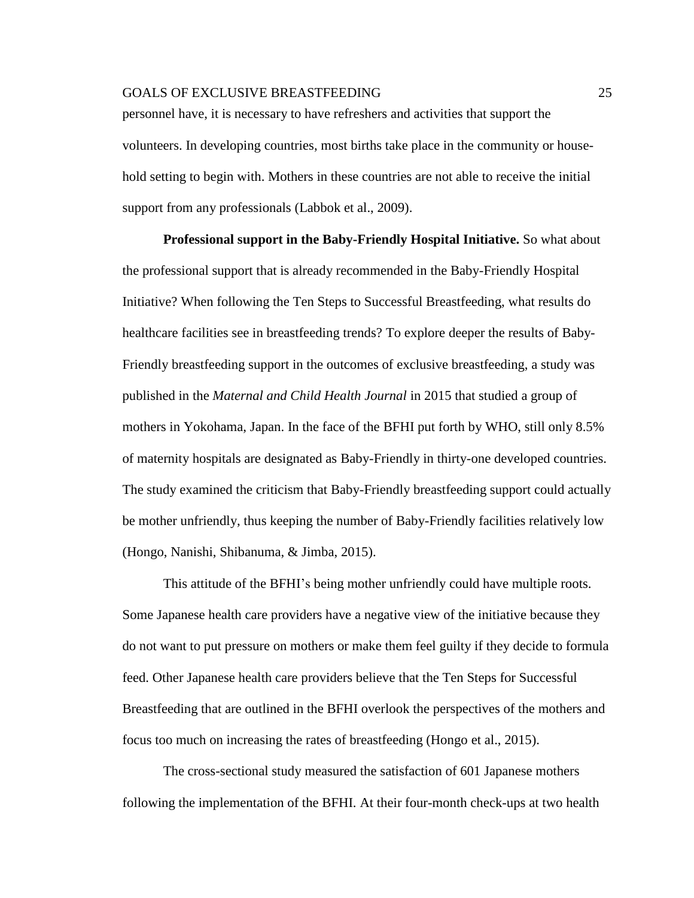personnel have, it is necessary to have refreshers and activities that support the volunteers. In developing countries, most births take place in the community or household setting to begin with. Mothers in these countries are not able to receive the initial support from any professionals (Labbok et al., 2009).

**Professional support in the Baby-Friendly Hospital Initiative.** So what about the professional support that is already recommended in the Baby-Friendly Hospital Initiative? When following the Ten Steps to Successful Breastfeeding, what results do healthcare facilities see in breastfeeding trends? To explore deeper the results of Baby-Friendly breastfeeding support in the outcomes of exclusive breastfeeding, a study was published in the *Maternal and Child Health Journal* in 2015 that studied a group of mothers in Yokohama, Japan. In the face of the BFHI put forth by WHO, still only 8.5% of maternity hospitals are designated as Baby-Friendly in thirty-one developed countries. The study examined the criticism that Baby-Friendly breastfeeding support could actually be mother unfriendly, thus keeping the number of Baby-Friendly facilities relatively low (Hongo, Nanishi, Shibanuma, & Jimba, 2015).

This attitude of the BFHI's being mother unfriendly could have multiple roots. Some Japanese health care providers have a negative view of the initiative because they do not want to put pressure on mothers or make them feel guilty if they decide to formula feed. Other Japanese health care providers believe that the Ten Steps for Successful Breastfeeding that are outlined in the BFHI overlook the perspectives of the mothers and focus too much on increasing the rates of breastfeeding (Hongo et al., 2015).

The cross-sectional study measured the satisfaction of 601 Japanese mothers following the implementation of the BFHI. At their four-month check-ups at two health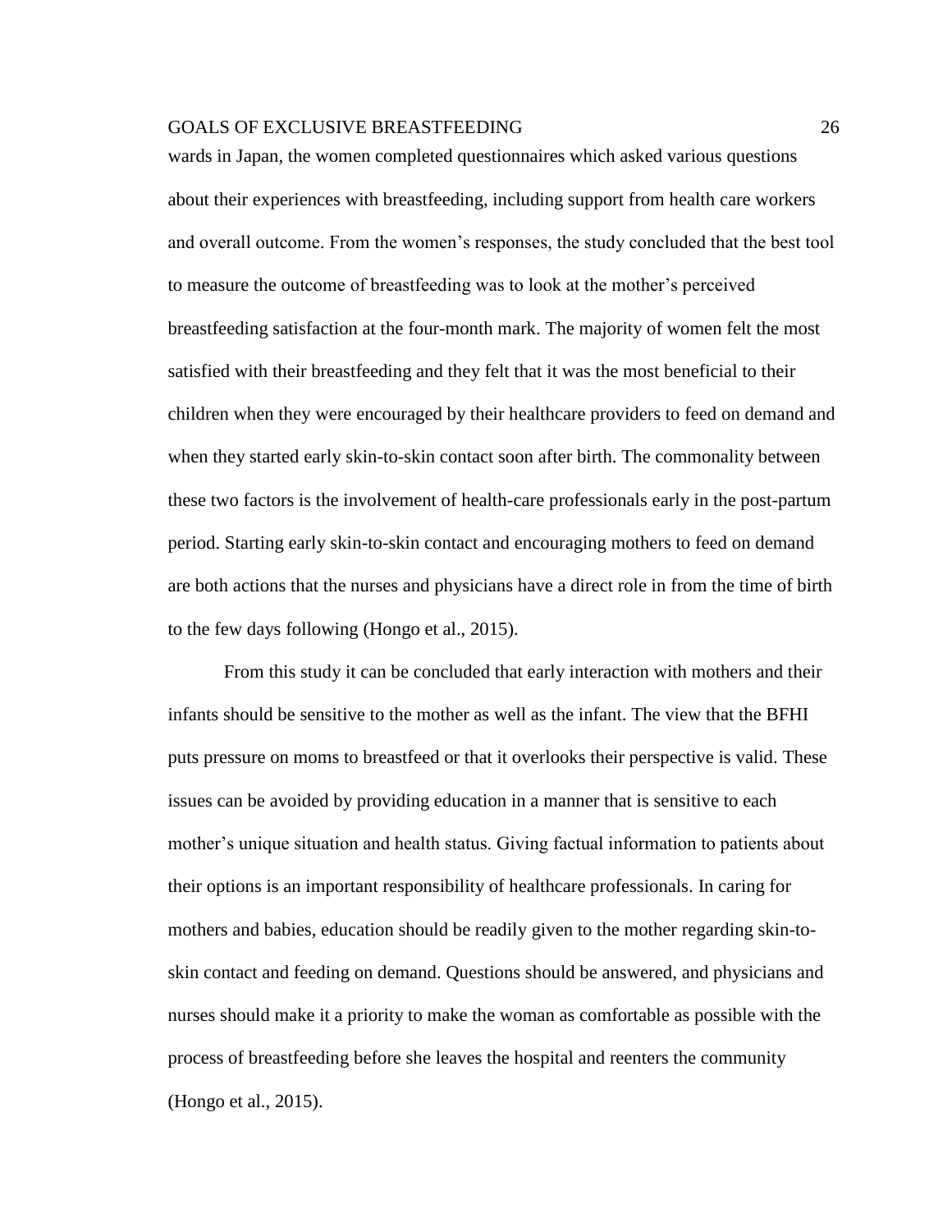wards in Japan, the women completed questionnaires which asked various questions about their experiences with breastfeeding, including support from health care workers and overall outcome. From the women's responses, the study concluded that the best tool to measure the outcome of breastfeeding was to look at the mother's perceived breastfeeding satisfaction at the four-month mark. The majority of women felt the most satisfied with their breastfeeding and they felt that it was the most beneficial to their children when they were encouraged by their healthcare providers to feed on demand and when they started early skin-to-skin contact soon after birth. The commonality between these two factors is the involvement of health-care professionals early in the post-partum period. Starting early skin-to-skin contact and encouraging mothers to feed on demand are both actions that the nurses and physicians have a direct role in from the time of birth to the few days following (Hongo et al., 2015).

From this study it can be concluded that early interaction with mothers and their infants should be sensitive to the mother as well as the infant. The view that the BFHI puts pressure on moms to breastfeed or that it overlooks their perspective is valid. These issues can be avoided by providing education in a manner that is sensitive to each mother's unique situation and health status. Giving factual information to patients about their options is an important responsibility of healthcare professionals. In caring for mothers and babies, education should be readily given to the mother regarding skin-to-skin contact and feeding on demand. Questions should be answered, and physicians and nurses should make it a priority to make the woman as comfortable as possible with the process of breastfeeding before she leaves the hospital and reenters the community (Hongo et al., 2015).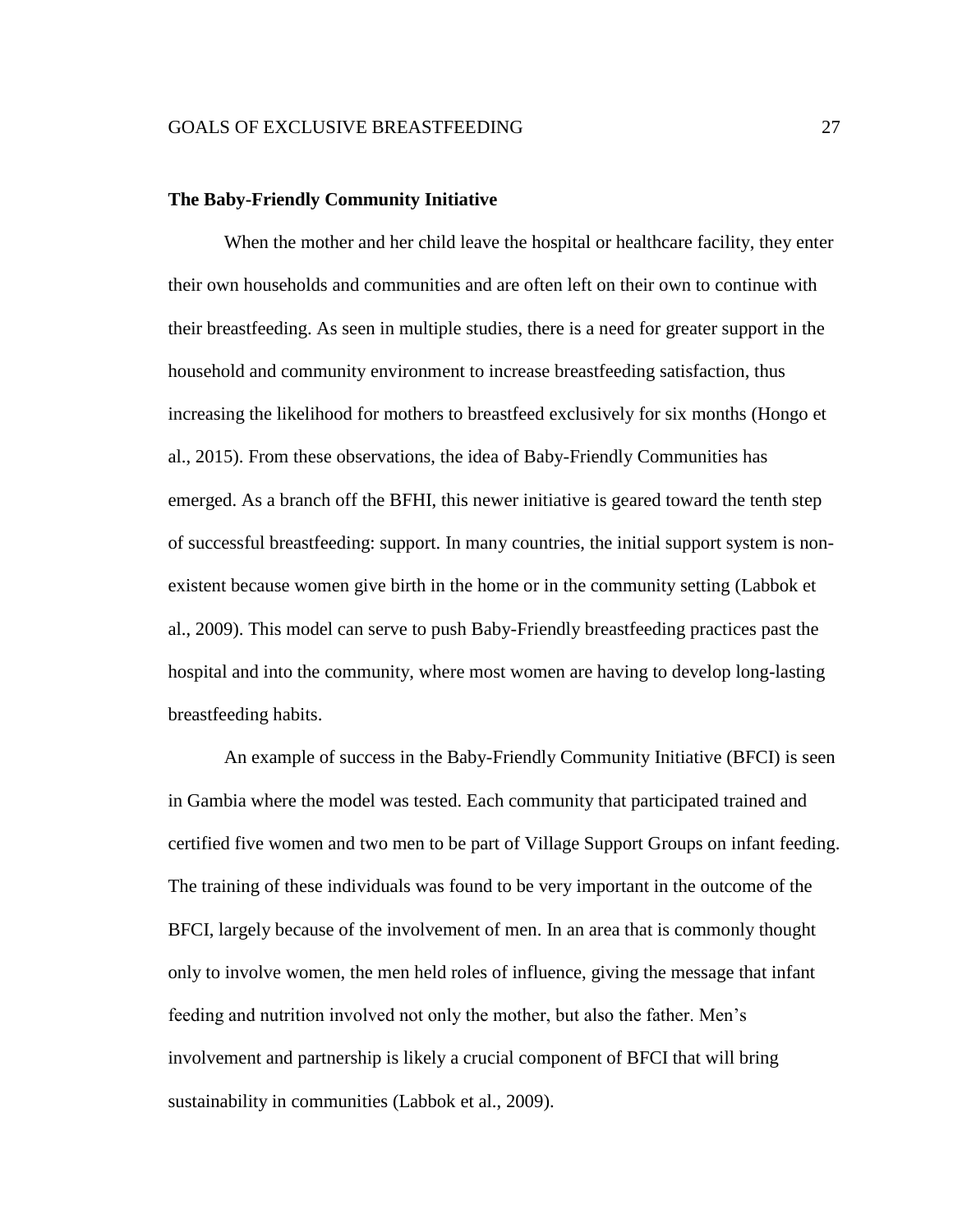**The Baby-Friendly Community Initiative**

When the mother and her child leave the hospital or healthcare facility, they enter their own households and communities and are often left on their own to continue with their breastfeeding. As seen in multiple studies, there is a need for greater support in the household and community environment to increase breastfeeding satisfaction, thus increasing the likelihood for mothers to breastfeed exclusively for six months (Hongo et al., 2015). From these observations, the idea of Baby-Friendly Communities has emerged. As a branch off the BFHI, this newer initiative is geared toward the tenth step of successful breastfeeding: support. In many countries, the initial support system is non-existent because women give birth in the home or in the community setting (Labbok et al., 2009). This model can serve to push Baby-Friendly breastfeeding practices past the hospital and into the community, where most women are having to develop long-lasting breastfeeding habits.

An example of success in the Baby-Friendly Community Initiative (BFCI) is seen in Gambia where the model was tested. Each community that participated trained and certified five women and two men to be part of Village Support Groups on infant feeding. The training of these individuals was found to be very important in the outcome of the BFCI, largely because of the involvement of men. In an area that is commonly thought only to involve women, the men held roles of influence, giving the message that infant feeding and nutrition involved not only the mother, but also the father. Men's involvement and partnership is likely a crucial component of BFCI that will bring sustainability in communities (Labbok et al., 2009).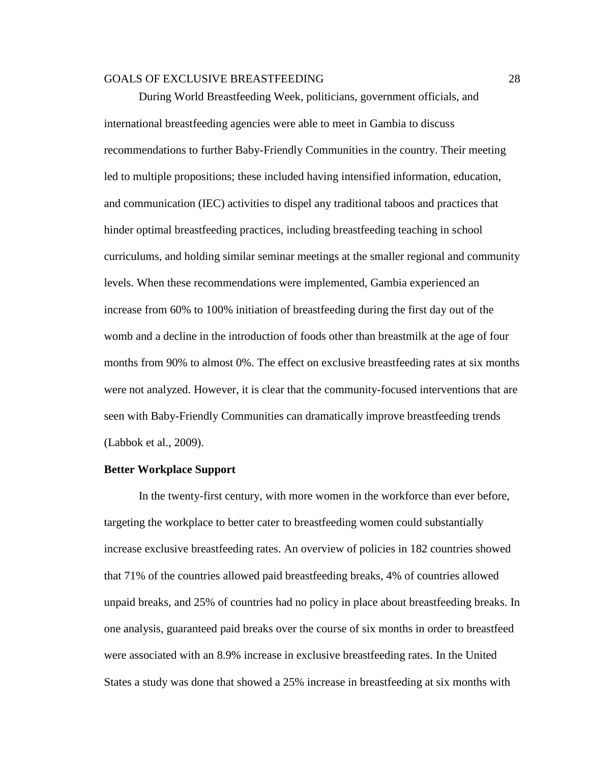During World Breastfeeding Week, politicians, government officials, and international breastfeeding agencies were able to meet in Gambia to discuss recommendations to further Baby-Friendly Communities in the country. Their meeting led to multiple propositions; these included having intensified information, education, and communication (IEC) activities to dispel any traditional taboos and practices that hinder optimal breastfeeding practices, including breastfeeding teaching in school curriculums, and holding similar seminar meetings at the smaller regional and community levels. When these recommendations were implemented, Gambia experienced an increase from 60% to 100% initiation of breastfeeding during the first day out of the womb and a decline in the introduction of foods other than breastmilk at the age of four months from 90% to almost 0%. The effect on exclusive breastfeeding rates at six months were not analyzed. However, it is clear that the community-focused interventions that are seen with Baby-Friendly Communities can dramatically improve breastfeeding trends (Labbok et al., 2009).

**Better Workplace Support**

In the twenty-first century, with more women in the workforce than ever before, targeting the workplace to better cater to breastfeeding women could substantially increase exclusive breastfeeding rates. An overview of policies in 182 countries showed that 71% of the countries allowed paid breastfeeding breaks, 4% of countries allowed unpaid breaks, and 25% of countries had no policy in place about breastfeeding breaks. In one analysis, guaranteed paid breaks over the course of six months in order to breastfeed were associated with an 8.9% increase in exclusive breastfeeding rates. In the United States a study was done that showed a 25% increase in breastfeeding at six months with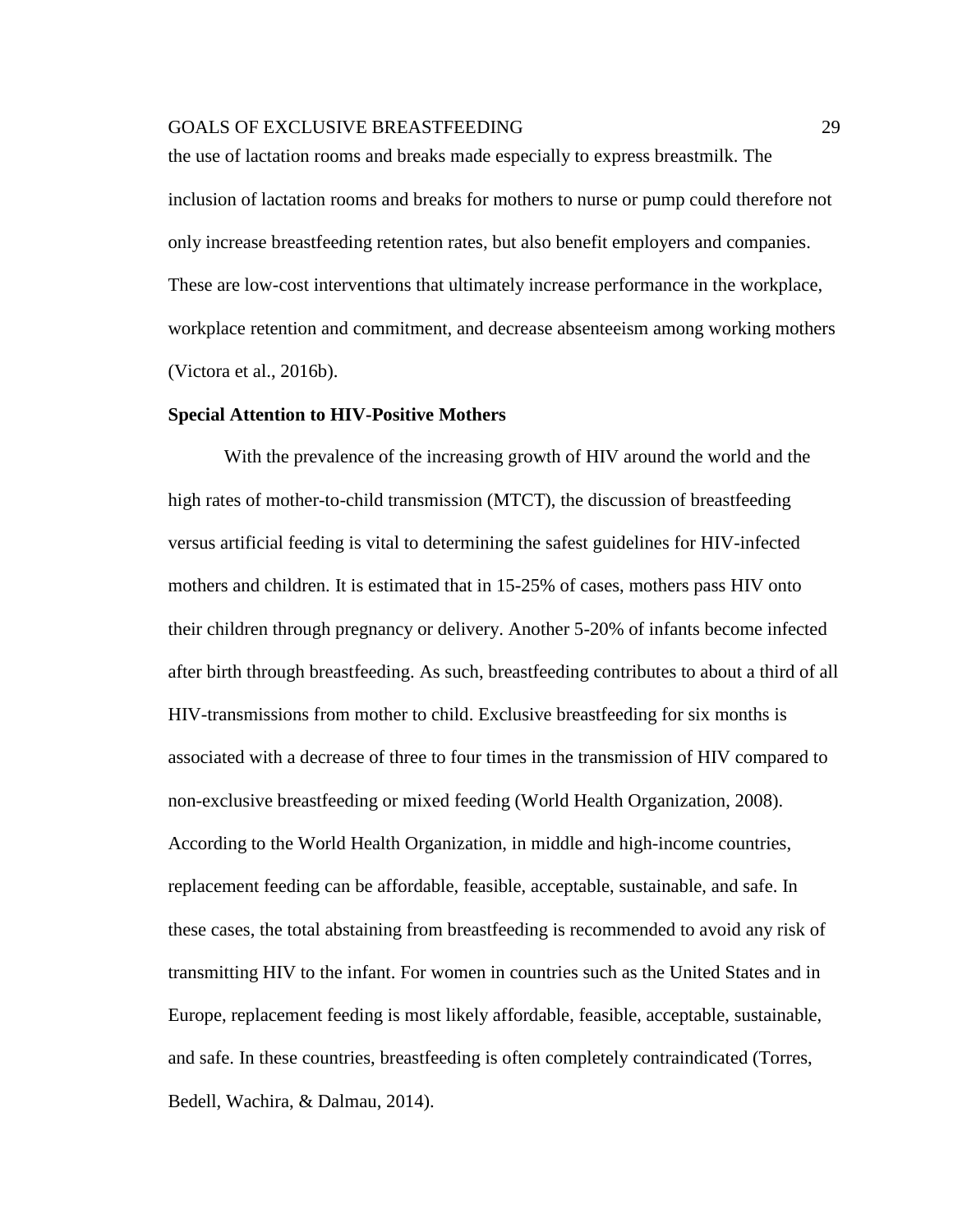the use of lactation rooms and breaks made especially to express breastmilk. The inclusion of lactation rooms and breaks for mothers to nurse or pump could therefore not only increase breastfeeding retention rates, but also benefit employers and companies. These are low-cost interventions that ultimately increase performance in the workplace, workplace retention and commitment, and decrease absenteeism among working mothers (Victora et al., 2016b).

### Special Attention to HIV-Positive Mothers

With the prevalence of the increasing growth of HIV around the world and the high rates of mother-to-child transmission (MTCT), the discussion of breastfeeding versus artificial feeding is vital to determining the safest guidelines for HIV-infected mothers and children. It is estimated that in 15-25% of cases, mothers pass HIV onto their children through pregnancy or delivery. Another 5-20% of infants become infected after birth through breastfeeding. As such, breastfeeding contributes to about a third of all HIV-transmissions from mother to child. Exclusive breastfeeding for six months is associated with a decrease of three to four times in the transmission of HIV compared to non-exclusive breastfeeding or mixed feeding (World Health Organization, 2008). According to the World Health Organization, in middle and high-income countries, replacement feeding can be affordable, feasible, acceptable, sustainable, and safe. In these cases, the total abstaining from breastfeeding is recommended to avoid any risk of transmitting HIV to the infant. For women in countries such as the United States and in Europe, replacement feeding is most likely affordable, feasible, acceptable, sustainable, and safe. In these countries, breastfeeding is often completely contraindicated (Torres, Bedell, Wachira, & Dalmau, 2014).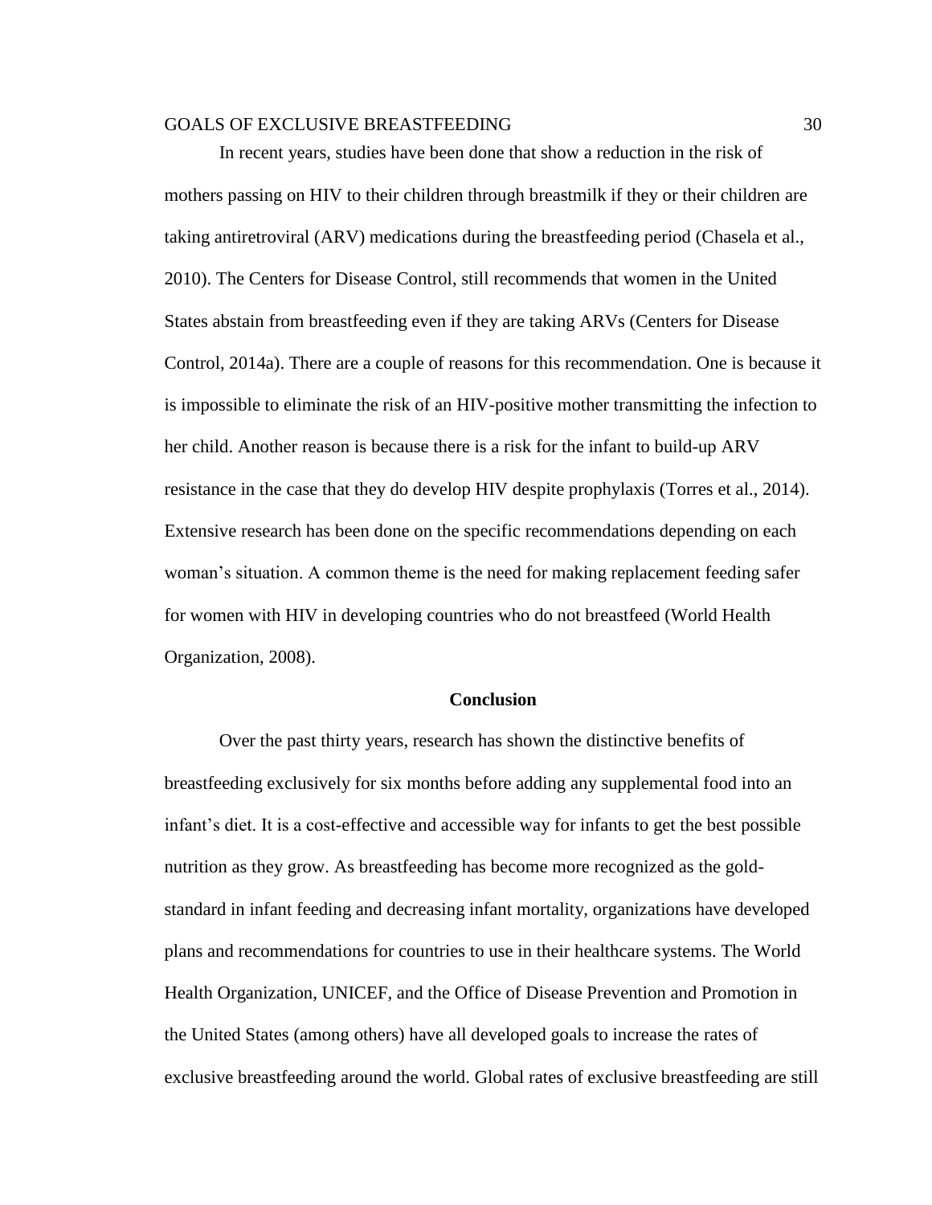In recent years, studies have been done that show a reduction in the risk of mothers passing on HIV to their children through breastmilk if they or their children are taking antiretroviral (ARV) medications during the breastfeeding period (Chasela et al., 2010). The Centers for Disease Control, still recommends that women in the United States abstain from breastfeeding even if they are taking ARVs (Centers for Disease Control, 2014a). There are a couple of reasons for this recommendation. One is because it is impossible to eliminate the risk of an HIV-positive mother transmitting the infection to her child. Another reason is because there is a risk for the infant to build-up ARV resistance in the case that they do develop HIV despite prophylaxis (Torres et al., 2014). Extensive research has been done on the specific recommendations depending on each woman's situation. A common theme is the need for making replacement feeding safer for women with HIV in developing countries who do not breastfeed (World Health Organization, 2008).

## Conclusion

Over the past thirty years, research has shown the distinctive benefits of breastfeeding exclusively for six months before adding any supplemental food into an infant's diet. It is a cost-effective and accessible way for infants to get the best possible nutrition as they grow. As breastfeeding has become more recognized as the gold-standard in infant feeding and decreasing infant mortality, organizations have developed plans and recommendations for countries to use in their healthcare systems. The World Health Organization, UNICEF, and the Office of Disease Prevention and Promotion in the United States (among others) have all developed goals to increase the rates of exclusive breastfeeding around the world. Global rates of exclusive breastfeeding are still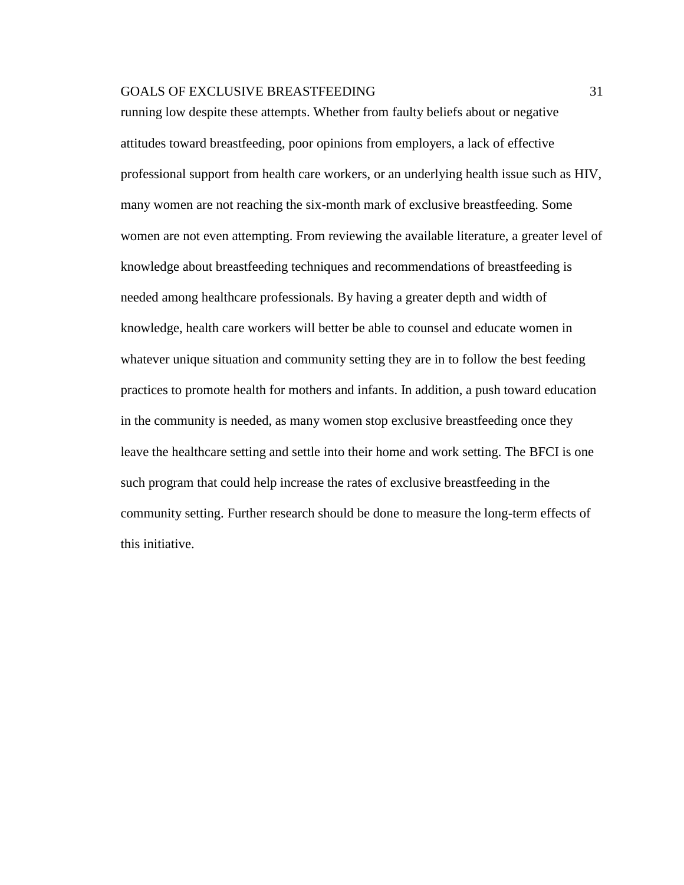running low despite these attempts. Whether from faulty beliefs about or negative attitudes toward breastfeeding, poor opinions from employers, a lack of effective professional support from health care workers, or an underlying health issue such as HIV, many women are not reaching the six-month mark of exclusive breastfeeding. Some women are not even attempting. From reviewing the available literature, a greater level of knowledge about breastfeeding techniques and recommendations of breastfeeding is needed among healthcare professionals. By having a greater depth and width of knowledge, health care workers will better be able to counsel and educate women in whatever unique situation and community setting they are in to follow the best feeding practices to promote health for mothers and infants. In addition, a push toward education in the community is needed, as many women stop exclusive breastfeeding once they leave the healthcare setting and settle into their home and work setting. The BFCI is one such program that could help increase the rates of exclusive breastfeeding in the community setting. Further research should be done to measure the long-term effects of this initiative.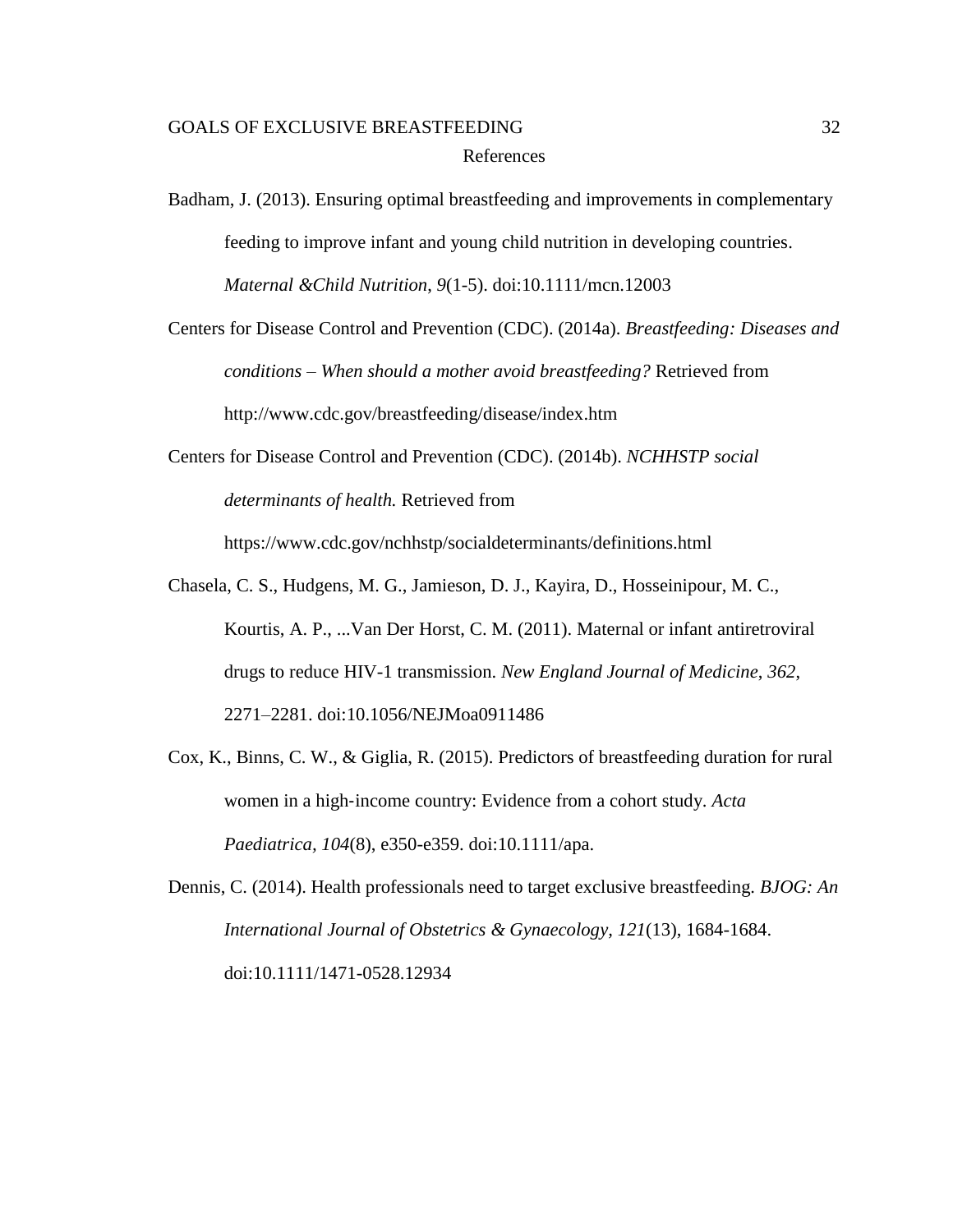# References

Badham, J. (2013). Ensuring optimal breastfeeding and improvements in complementary feeding to improve infant and young child nutrition in developing countries. *Maternal &Child Nutrition*, *9*(1-5). doi:10.1111/mcn.12003

Centers for Disease Control and Prevention (CDC). (2014a). *Breastfeeding: Diseases and conditions – When should a mother avoid breastfeeding?* Retrieved from http://www.cdc.gov/breastfeeding/disease/index.htm

Centers for Disease Control and Prevention (CDC). (2014b). *NCHHSTP social determinants of health.* Retrieved from https://www.cdc.gov/nchhstp/socialdeterminants/definitions.html

Chasela, C. S., Hudgens, M. G., Jamieson, D. J., Kayira, D., Hosseinipour, M. C., Kourtis, A. P., ...Van Der Horst, C. M. (2011). Maternal or infant antiretroviral drugs to reduce HIV-1 transmission. *New England Journal of Medicine*, *362*, 2271–2281. doi:10.1056/NEJMoa0911486

Cox, K., Binns, C. W., & Giglia, R. (2015). Predictors of breastfeeding duration for rural women in a high-income country: Evidence from a cohort study. *Acta Paediatrica*, *104*(8), e350-e359. doi:10.1111/apa.

Dennis, C. (2014). Health professionals need to target exclusive breastfeeding. *BJOG: An International Journal of Obstetrics & Gynaecology*, *121*(13), 1684-1684. doi:10.1111/1471-0528.12934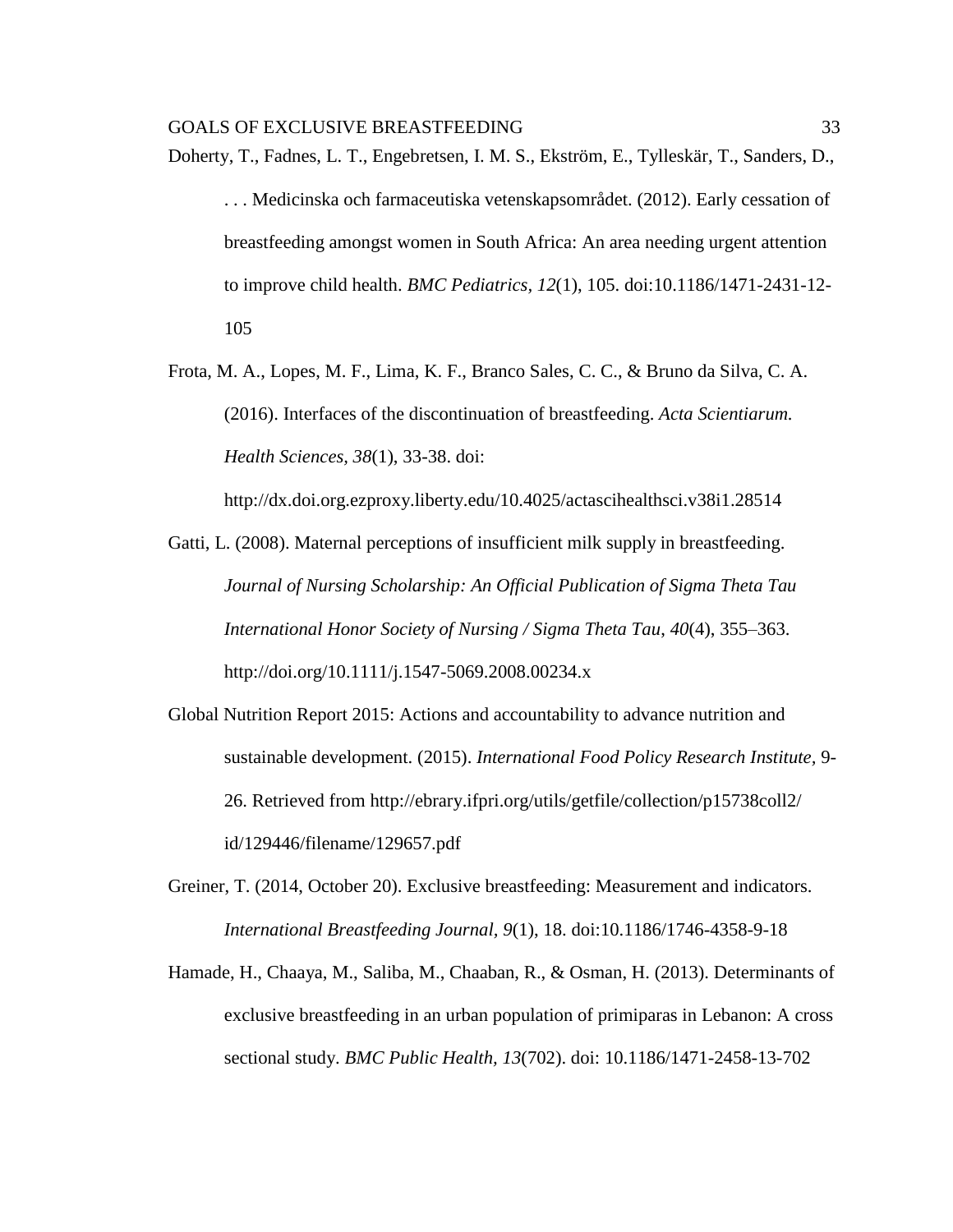Doherty, T., Fadnes, L. T., Engebretsen, I. M. S., Ekström, E., Tylleskär, T., Sanders, D., . . . Medicinska och farmaceutiska vetenskapsområdet. (2012). Early cessation of breastfeeding amongst women in South Africa: An area needing urgent attention to improve child health. *BMC Pediatrics, 12*(1), 105. doi:10.1186/1471-2431-12-105

Frota, M. A., Lopes, M. F., Lima, K. F., Branco Sales, C. C., & Bruno da Silva, C. A. (2016). Interfaces of the discontinuation of breastfeeding. *Acta Scientiarum. Health Sciences, 38*(1), 33-38. doi: http://dx.doi.org.ezproxy.liberty.edu/10.4025/actascihealthsci.v38i1.28514

Gatti, L. (2008). Maternal perceptions of insufficient milk supply in breastfeeding. *Journal of Nursing Scholarship: An Official Publication of Sigma Theta Tau International Honor Society of Nursing / Sigma Theta Tau*, *40*(4), 355–363. http://doi.org/10.1111/j.1547-5069.2008.00234.x

Global Nutrition Report 2015: Actions and accountability to advance nutrition and sustainable development. (2015). *International Food Policy Research Institute,* 9-26. Retrieved from http://ebrary.ifpri.org/utils/getfile/collection/p15738coll2/id/129446/filename/129657.pdf

Greiner, T. (2014, October 20). Exclusive breastfeeding: Measurement and indicators. *International Breastfeeding Journal, 9*(1), 18. doi:10.1186/1746-4358-9-18

Hamade, H., Chaaya, M., Saliba, M., Chaaban, R., & Osman, H. (2013). Determinants of exclusive breastfeeding in an urban population of primiparas in Lebanon: A cross sectional study. *BMC Public Health, 13*(702). doi: 10.1186/1471-2458-13-702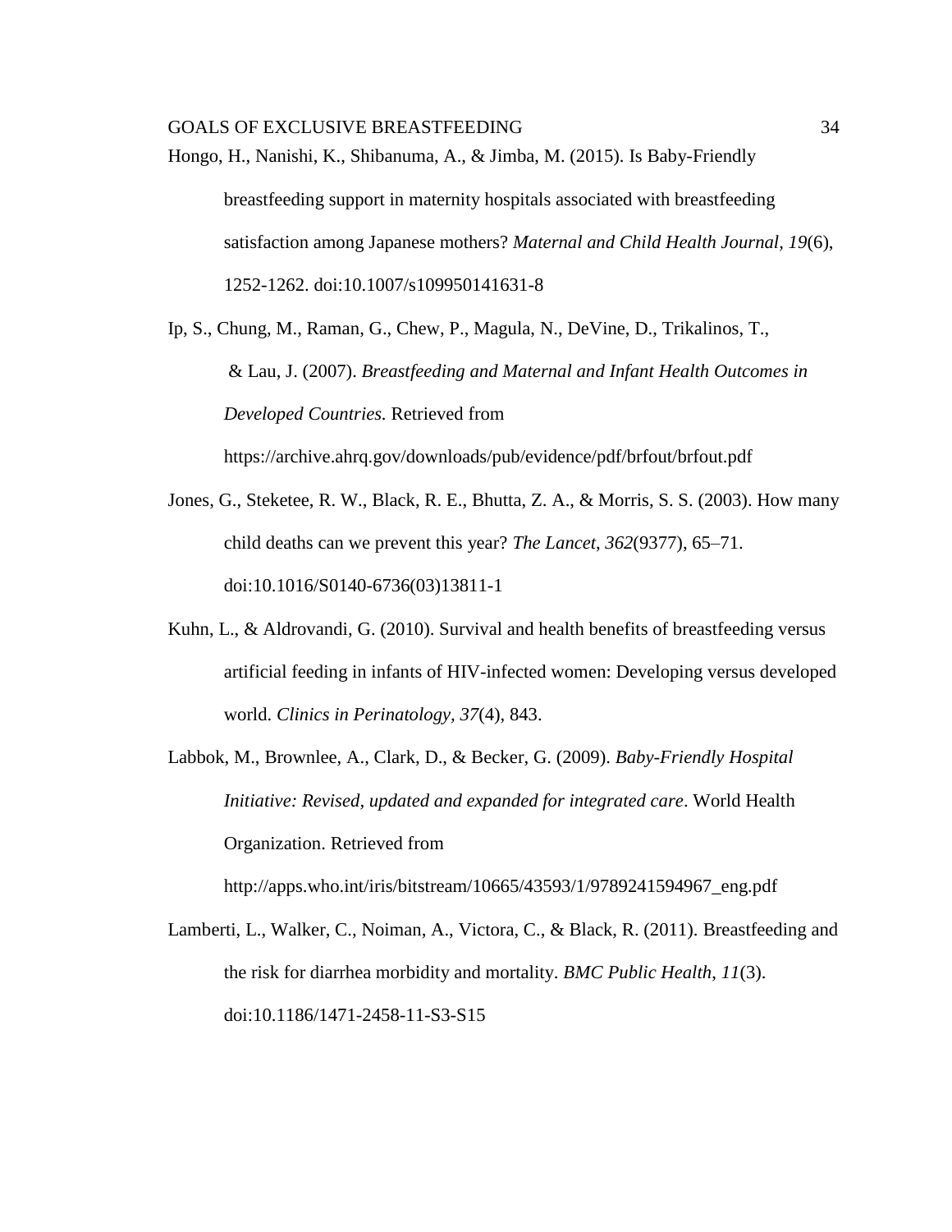Hongo, H., Nanishi, K., Shibanuma, A., & Jimba, M. (2015). Is Baby-Friendly breastfeeding support in maternity hospitals associated with breastfeeding satisfaction among Japanese mothers? *Maternal and Child Health Journal, 19*(6), 1252-1262. doi:10.1007/s109950141631-8

Ip, S., Chung, M., Raman, G., Chew, P., Magula, N., DeVine, D., Trikalinos, T., & Lau, J. (2007). *Breastfeeding and Maternal and Infant Health Outcomes in Developed Countries.* Retrieved from https://archive.ahrq.gov/downloads/pub/evidence/pdf/brfout/brfout.pdf

Jones, G., Steketee, R. W., Black, R. E., Bhutta, Z. A., & Morris, S. S. (2003). How many child deaths can we prevent this year? *The Lancet, 362*(9377), 65–71. doi:10.1016/S0140-6736(03)13811-1

Kuhn, L., & Aldrovandi, G. (2010). Survival and health benefits of breastfeeding versus artificial feeding in infants of HIV-infected women: Developing versus developed world. *Clinics in Perinatology, 37*(4), 843.

Labbok, M., Brownlee, A., Clark, D., & Becker, G. (2009). *Baby-Friendly Hospital Initiative: Revised, updated and expanded for integrated care*. World Health Organization. Retrieved from http://apps.who.int/iris/bitstream/10665/43593/1/9789241594967_eng.pdf

Lamberti, L., Walker, C., Noiman, A., Victora, C., & Black, R. (2011). Breastfeeding and the risk for diarrhea morbidity and mortality. *BMC Public Health, 11*(3). doi:10.1186/1471-2458-11-S3-S15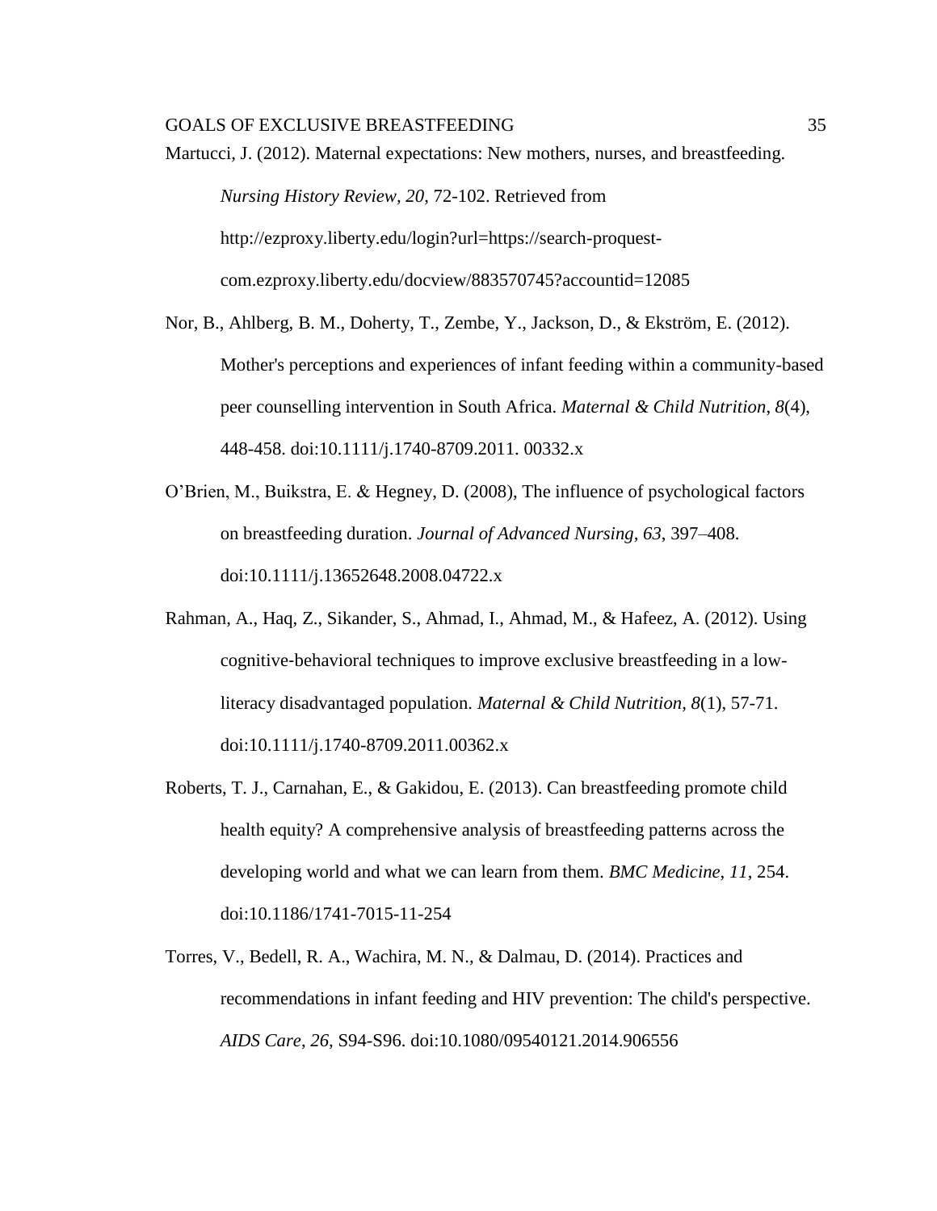Martucci, J. (2012). Maternal expectations: New mothers, nurses, and breastfeeding. *Nursing History Review, 20*, 72-102. Retrieved from http://ezproxy.liberty.edu/login?url=https://search-proquest-com.ezproxy.liberty.edu/docview/883570745?accountid=12085

Nor, B., Ahlberg, B. M., Doherty, T., Zembe, Y., Jackson, D., & Ekström, E. (2012). Mother's perceptions and experiences of infant feeding within a community-based peer counselling intervention in South Africa. *Maternal & Child Nutrition, 8*(4), 448-458. doi:10.1111/j.1740-8709.2011. 00332.x

O'Brien, M., Buikstra, E. & Hegney, D. (2008), The influence of psychological factors on breastfeeding duration. *Journal of Advanced Nursing, 63*, 397–408. doi:10.1111/j.13652648.2008.04722.x

Rahman, A., Haq, Z., Sikander, S., Ahmad, I., Ahmad, M., & Hafeez, A. (2012). Using cognitive-behavioral techniques to improve exclusive breastfeeding in a low-literacy disadvantaged population. *Maternal & Child Nutrition, 8*(1), 57-71. doi:10.1111/j.1740-8709.2011.00362.x

Roberts, T. J., Carnahan, E., & Gakidou, E. (2013). Can breastfeeding promote child health equity? A comprehensive analysis of breastfeeding patterns across the developing world and what we can learn from them. *BMC Medicine, 11*, 254. doi:10.1186/1741-7015-11-254

Torres, V., Bedell, R. A., Wachira, M. N., & Dalmau, D. (2014). Practices and recommendations in infant feeding and HIV prevention: The child's perspective. *AIDS Care, 26,* S94-S96. doi:10.1080/09540121.2014.906556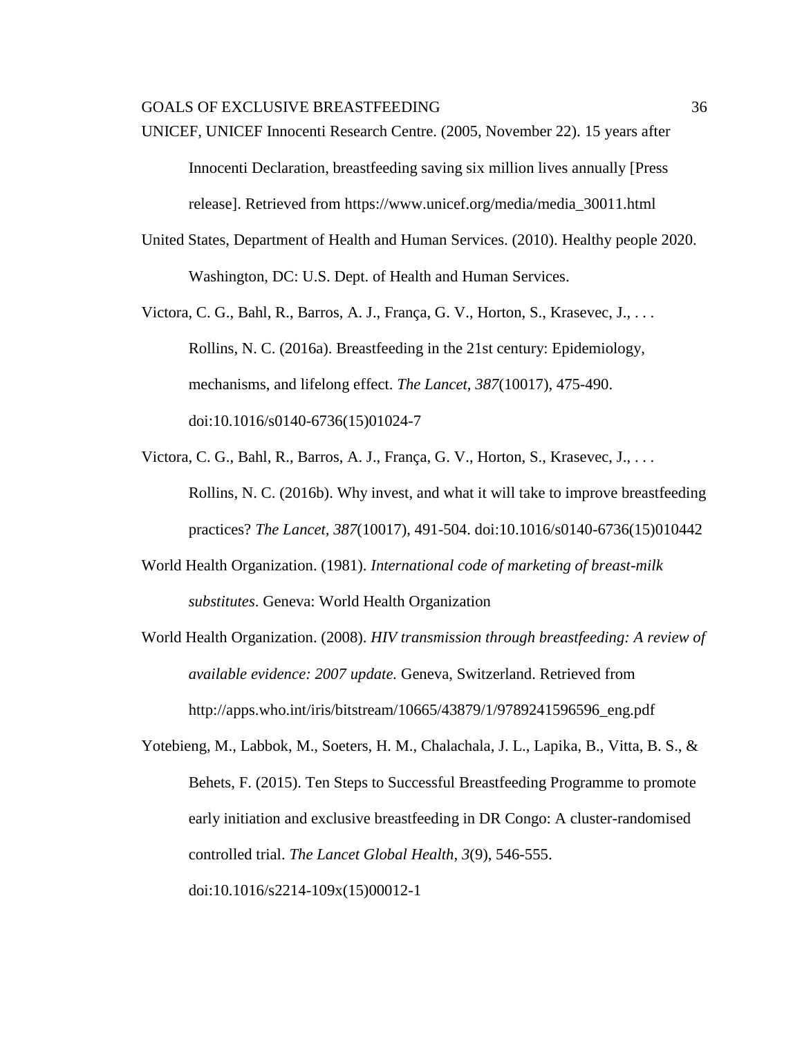UNICEF, UNICEF Innocenti Research Centre. (2005, November 22). 15 years after Innocenti Declaration, breastfeeding saving six million lives annually [Press release]. Retrieved from https://www.unicef.org/media/media_30011.html

United States, Department of Health and Human Services. (2010). Healthy people 2020. Washington, DC: U.S. Dept. of Health and Human Services.

Victora, C. G., Bahl, R., Barros, A. J., França, G. V., Horton, S., Krasevec, J., . . . Rollins, N. C. (2016a). Breastfeeding in the 21st century: Epidemiology, mechanisms, and lifelong effect. *The Lancet, 387*(10017), 475-490. doi:10.1016/s0140-6736(15)01024-7

Victora, C. G., Bahl, R., Barros, A. J., França, G. V., Horton, S., Krasevec, J., . . . Rollins, N. C. (2016b). Why invest, and what it will take to improve breastfeeding practices? *The Lancet, 387*(10017), 491-504. doi:10.1016/s0140-6736(15)010442

World Health Organization. (1981). *International code of marketing of breast-milk substitutes*. Geneva: World Health Organization

World Health Organization. (2008). *HIV transmission through breastfeeding: A review of available evidence: 2007 update.* Geneva, Switzerland. Retrieved from http://apps.who.int/iris/bitstream/10665/43879/1/9789241596596_eng.pdf

Yotebieng, M., Labbok, M., Soeters, H. M., Chalachala, J. L., Lapika, B., Vitta, B. S., & Behets, F. (2015). Ten Steps to Successful Breastfeeding Programme to promote early initiation and exclusive breastfeeding in DR Congo: A cluster-randomised controlled trial. *The Lancet Global Health, 3*(9), 546-555. doi:10.1016/s2214-109x(15)00012-1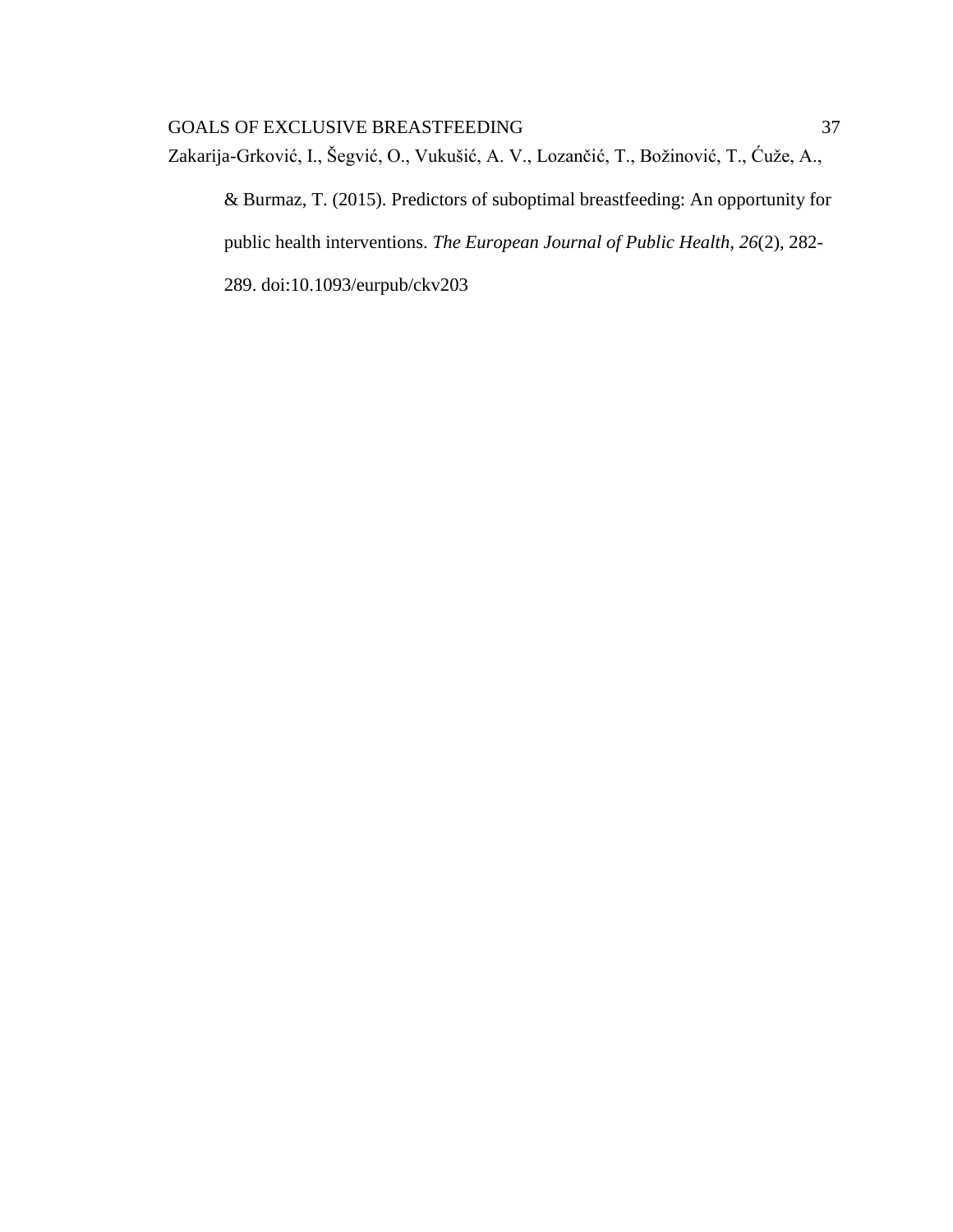Zakarija-Grković, I., Šegvić, O., Vukušić, A. V., Lozančić, T., Božinović, T., Ćuže, A., & Burmaz, T. (2015). Predictors of suboptimal breastfeeding: An opportunity for public health interventions. *The European Journal of Public Health*, *26*(2), 282-289. doi:10.1093/eurpub/ckv203